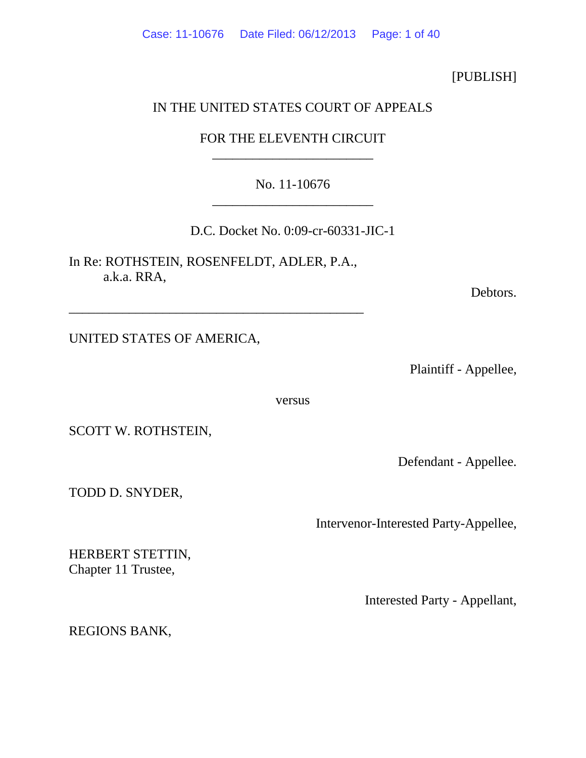[PUBLISH]

IN THE UNITED STATES COURT OF APPEALS

FOR THE ELEVENTH CIRCUIT

________________________

No. 11-10676

________________________

D.C. Docket No. 0:09-cr-60331-JIC-1

In Re: ROTHSTEIN, ROSENFELDT, ADLER, P.A.,
a.k.a. RRA,

Debtors.

_______________________________________________

UNITED STATES OF AMERICA,

Plaintiff - Appellee,

versus

SCOTT W. ROTHSTEIN,

Defendant - Appellee.

TODD D. SNYDER,

Intervenor-Interested Party-Appellee,

HERBERT STETTIN,
Chapter 11 Trustee,

Interested Party - Appellant,

REGIONS BANK,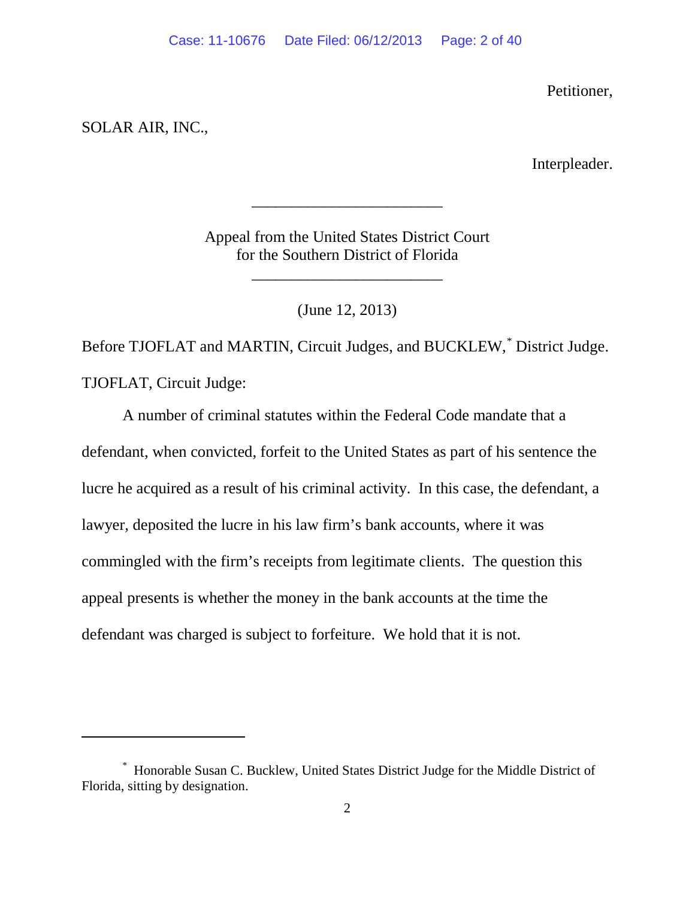Petitioner,

SOLAR AIR, INC.,

Interpleader.

---

Appeal from the United States District Court
for the Southern District of Florida

---

(June 12, 2013)

Before TJOFLAT and MARTIN, Circuit Judges, and BUCKLEW,* District Judge.

TJOFLAT, Circuit Judge:

A number of criminal statutes within the Federal Code mandate that a defendant, when convicted, forfeit to the United States as part of his sentence the lucre he acquired as a result of his criminal activity. In this case, the defendant, a lawyer, deposited the lucre in his law firm's bank accounts, where it was commingled with the firm's receipts from legitimate clients. The question this appeal presents is whether the money in the bank accounts at the time the defendant was charged is subject to forfeiture. We hold that it is not.

---

* Honorable Susan C. Bucklew, United States District Judge for the Middle District of Florida, sitting by designation.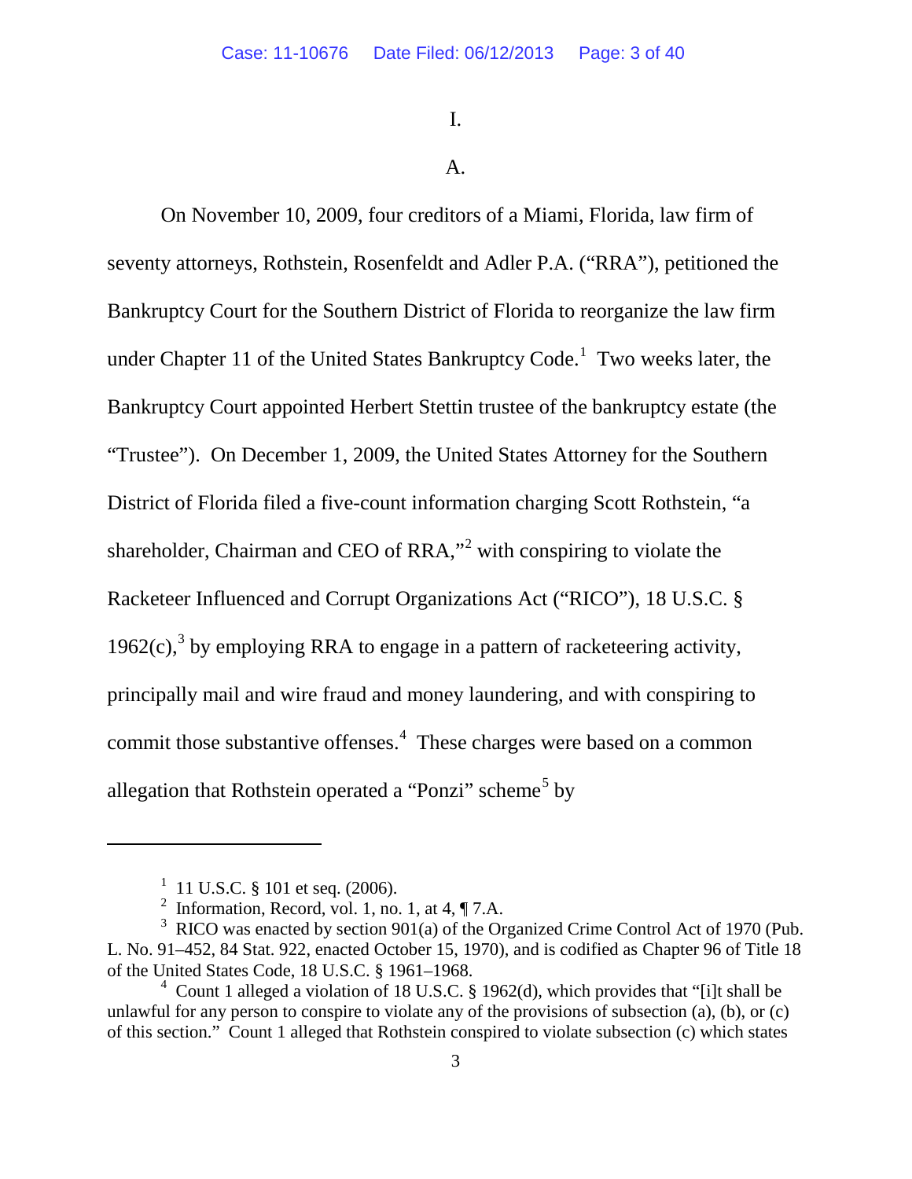I.

A.

On November 10, 2009, four creditors of a Miami, Florida, law firm of seventy attorneys, Rothstein, Rosenfeldt and Adler P.A. ("RRA"), petitioned the Bankruptcy Court for the Southern District of Florida to reorganize the law firm under Chapter 11 of the United States Bankruptcy Code.[1] Two weeks later, the Bankruptcy Court appointed Herbert Stettin trustee of the bankruptcy estate (the "Trustee"). On December 1, 2009, the United States Attorney for the Southern District of Florida filed a five-count information charging Scott Rothstein, "a shareholder, Chairman and CEO of RRA,"[2] with conspiring to violate the Racketeer Influenced and Corrupt Organizations Act ("RICO"), 18 U.S.C. § 1962(c),[3] by employing RRA to engage in a pattern of racketeering activity, principally mail and wire fraud and money laundering, and with conspiring to commit those substantive offenses.[4] These charges were based on a common allegation that Rothstein operated a "Ponzi" scheme[5] by

---

[1] 11 U.S.C. § 101 et seq. (2006).

[2] Information, Record, vol. 1, no. 1, at 4, ¶ 7.A.

[3] RICO was enacted by section 901(a) of the Organized Crime Control Act of 1970 (Pub. L. No. 91–452, 84 Stat. 922, enacted October 15, 1970), and is codified as Chapter 96 of Title 18 of the United States Code, 18 U.S.C. § 1961–1968.

[4] Count 1 alleged a violation of 18 U.S.C. § 1962(d), which provides that "[i]t shall be unlawful for any person to conspire to violate any of the provisions of subsection (a), (b), or (c) of this section." Count 1 alleged that Rothstein conspired to violate subsection (c) which states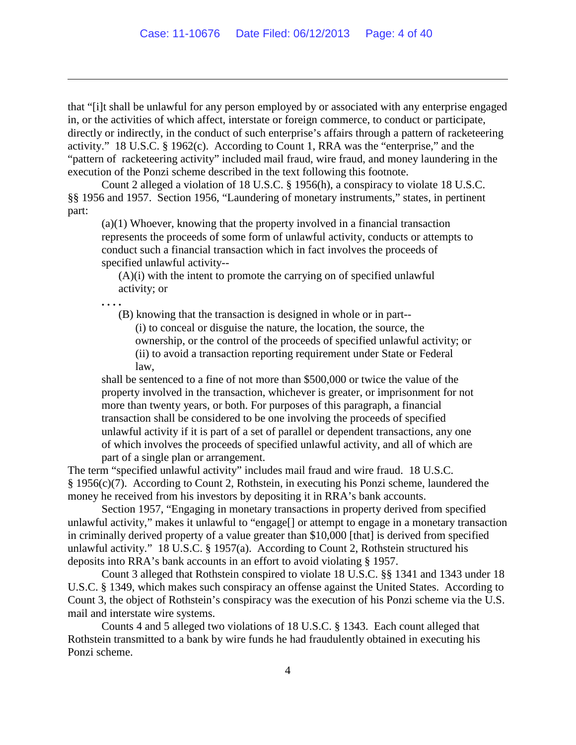that "[i]t shall be unlawful for any person employed by or associated with any enterprise engaged in, or the activities of which affect, interstate or foreign commerce, to conduct or participate, directly or indirectly, in the conduct of such enterprise's affairs through a pattern of racketeering activity." 18 U.S.C. § 1962(c). According to Count 1, RRA was the "enterprise," and the "pattern of racketeering activity" included mail fraud, wire fraud, and money laundering in the execution of the Ponzi scheme described in the text following this footnote.

Count 2 alleged a violation of 18 U.S.C. § 1956(h), a conspiracy to violate 18 U.S.C. §§ 1956 and 1957. Section 1956, "Laundering of monetary instruments," states, in pertinent part:

> (a)(1) Whoever, knowing that the property involved in a financial transaction represents the proceeds of some form of unlawful activity, conducts or attempts to conduct such a financial transaction which in fact involves the proceeds of specified unlawful activity--
>
> (A)(i) with the intent to promote the carrying on of specified unlawful activity; or
>
> . . . .
>
> (B) knowing that the transaction is designed in whole or in part--
>
> (i) to conceal or disguise the nature, the location, the source, the ownership, or the control of the proceeds of specified unlawful activity; or
>
> (ii) to avoid a transaction reporting requirement under State or Federal law,
>
> shall be sentenced to a fine of not more than $500,000 or twice the value of the property involved in the transaction, whichever is greater, or imprisonment for not more than twenty years, or both. For purposes of this paragraph, a financial transaction shall be considered to be one involving the proceeds of specified unlawful activity if it is part of a set of parallel or dependent transactions, any one of which involves the proceeds of specified unlawful activity, and all of which are part of a single plan or arrangement.

The term "specified unlawful activity" includes mail fraud and wire fraud. 18 U.S.C. § 1956(c)(7). According to Count 2, Rothstein, in executing his Ponzi scheme, laundered the money he received from his investors by depositing it in RRA's bank accounts.

Section 1957, "Engaging in monetary transactions in property derived from specified unlawful activity," makes it unlawful to "engage[] or attempt to engage in a monetary transaction in criminally derived property of a value greater than $10,000 [that] is derived from specified unlawful activity." 18 U.S.C. § 1957(a). According to Count 2, Rothstein structured his deposits into RRA's bank accounts in an effort to avoid violating § 1957.

Count 3 alleged that Rothstein conspired to violate 18 U.S.C. §§ 1341 and 1343 under 18 U.S.C. § 1349, which makes such conspiracy an offense against the United States. According to Count 3, the object of Rothstein's conspiracy was the execution of his Ponzi scheme via the U.S. mail and interstate wire systems.

Counts 4 and 5 alleged two violations of 18 U.S.C. § 1343. Each count alleged that Rothstein transmitted to a bank by wire funds he had fraudulently obtained in executing his Ponzi scheme.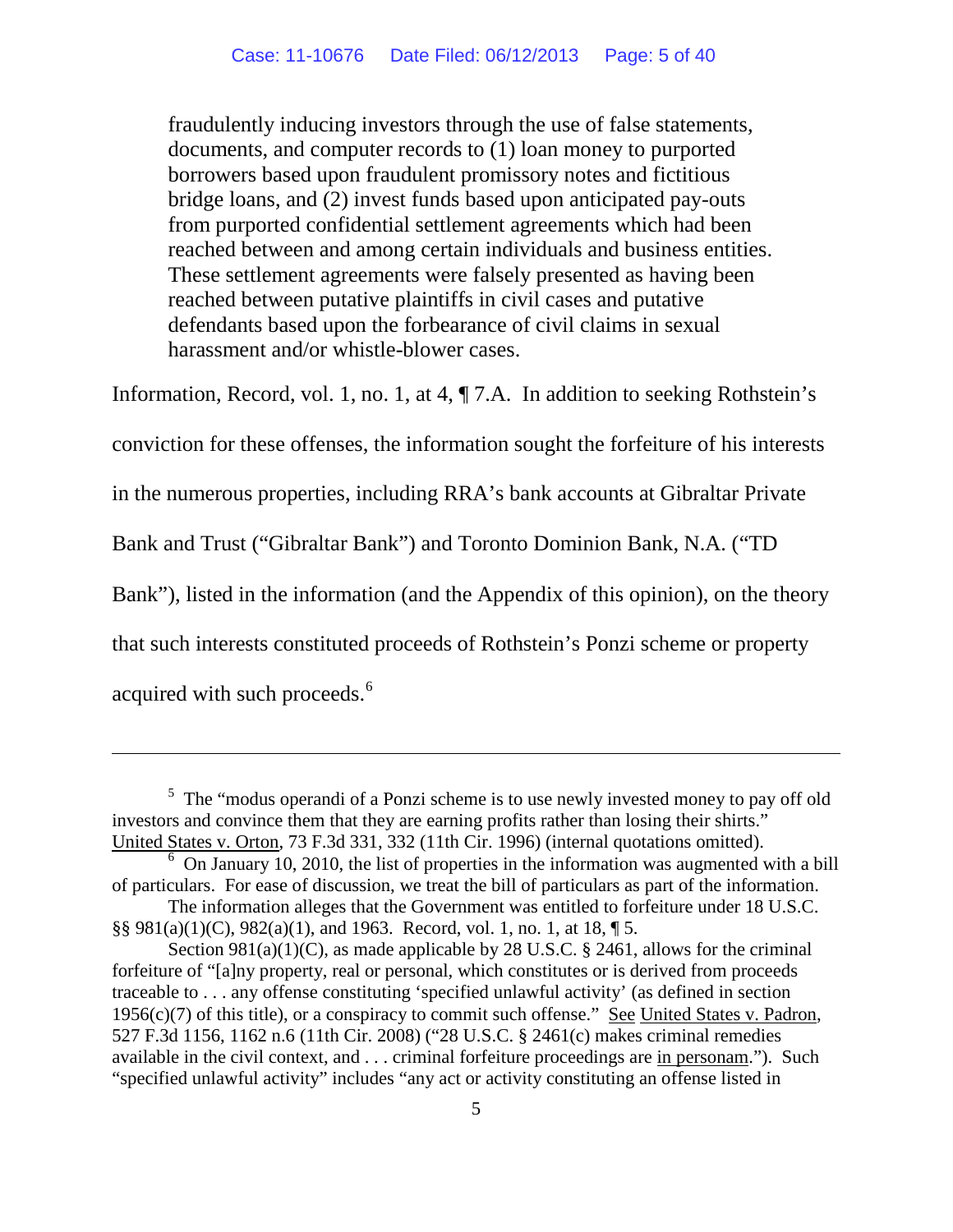> fraudulently inducing investors through the use of false statements, documents, and computer records to (1) loan money to purported borrowers based upon fraudulent promissory notes and fictitious bridge loans, and (2) invest funds based upon anticipated pay-outs from purported confidential settlement agreements which had been reached between and among certain individuals and business entities. These settlement agreements were falsely presented as having been reached between putative plaintiffs in civil cases and putative defendants based upon the forbearance of civil claims in sexual harassment and/or whistle-blower cases.

Information, Record, vol. 1, no. 1, at 4, ¶ 7.A. In addition to seeking Rothstein's conviction for these offenses, the information sought the forfeiture of his interests in the numerous properties, including RRA's bank accounts at Gibraltar Private Bank and Trust ("Gibraltar Bank") and Toronto Dominion Bank, N.A. ("TD Bank"), listed in the information (and the Appendix of this opinion), on the theory that such interests constituted proceeds of Rothstein's Ponzi scheme or property acquired with such proceeds.[6]

---

[5] The "modus operandi of a Ponzi scheme is to use newly invested money to pay off old investors and convince them that they are earning profits rather than losing their shirts." United States v. Orton, 73 F.3d 331, 332 (11th Cir. 1996) (internal quotations omitted).

[6] On January 10, 2010, the list of properties in the information was augmented with a bill of particulars. For ease of discussion, we treat the bill of particulars as part of the information.

The information alleges that the Government was entitled to forfeiture under 18 U.S.C. §§ 981(a)(1)(C), 982(a)(1), and 1963. Record, vol. 1, no. 1, at 18, ¶ 5.

Section 981(a)(1)(C), as made applicable by 28 U.S.C. § 2461, allows for the criminal forfeiture of "[a]ny property, real or personal, which constitutes or is derived from proceeds traceable to . . . any offense constituting 'specified unlawful activity' (as defined in section 1956(c)(7) of this title), or a conspiracy to commit such offense." See United States v. Padron, 527 F.3d 1156, 1162 n.6 (11th Cir. 2008) ("28 U.S.C. § 2461(c) makes criminal remedies available in the civil context, and . . . criminal forfeiture proceedings are in personam."). Such "specified unlawful activity" includes "any act or activity constituting an offense listed in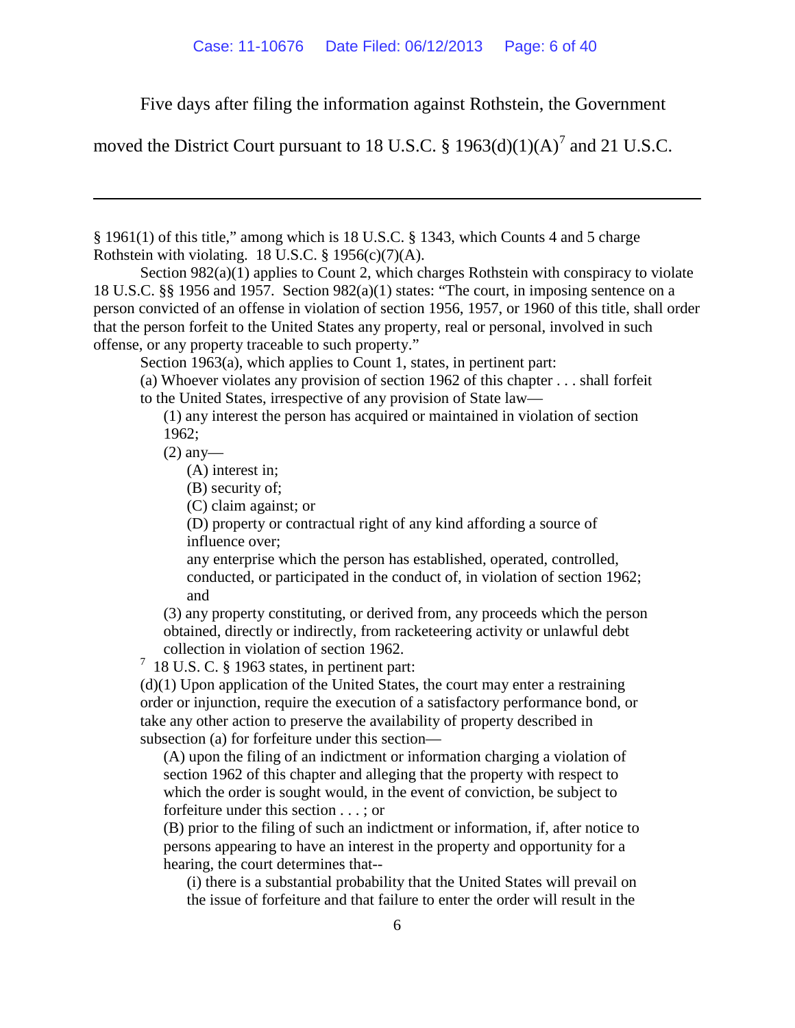Five days after filing the information against Rothstein, the Government moved the District Court pursuant to 18 U.S.C. § 1963(d)(1)(A)[7] and 21 U.S.C.

---

§ 1961(1) of this title," among which is 18 U.S.C. § 1343, which Counts 4 and 5 charge Rothstein with violating. 18 U.S.C. § 1956(c)(7)(A).

Section 982(a)(1) applies to Count 2, which charges Rothstein with conspiracy to violate 18 U.S.C. §§ 1956 and 1957. Section 982(a)(1) states: "The court, in imposing sentence on a person convicted of an offense in violation of section 1956, 1957, or 1960 of this title, shall order that the person forfeit to the United States any property, real or personal, involved in such offense, or any property traceable to such property."

Section 1963(a), which applies to Count 1, states, in pertinent part:

> (a) Whoever violates any provision of section 1962 of this chapter . . . shall forfeit to the United States, irrespective of any provision of State law—
>
> (1) any interest the person has acquired or maintained in violation of section 1962;
>
> (2) any—
>
> (A) interest in;
>
> (B) security of;
>
> (C) claim against; or
>
> (D) property or contractual right of any kind affording a source of influence over;
>
> any enterprise which the person has established, operated, controlled, conducted, or participated in the conduct of, in violation of section 1962; and
>
> (3) any property constituting, or derived from, any proceeds which the person obtained, directly or indirectly, from racketeering activity or unlawful debt collection in violation of section 1962.

[7] 18 U.S. C. § 1963 states, in pertinent part:

> (d)(1) Upon application of the United States, the court may enter a restraining order or injunction, require the execution of a satisfactory performance bond, or take any other action to preserve the availability of property described in subsection (a) for forfeiture under this section—
>
> (A) upon the filing of an indictment or information charging a violation of section 1962 of this chapter and alleging that the property with respect to which the order is sought would, in the event of conviction, be subject to forfeiture under this section . . . ; or
>
> (B) prior to the filing of such an indictment or information, if, after notice to persons appearing to have an interest in the property and opportunity for a hearing, the court determines that--
>
> (i) there is a substantial probability that the United States will prevail on the issue of forfeiture and that failure to enter the order will result in the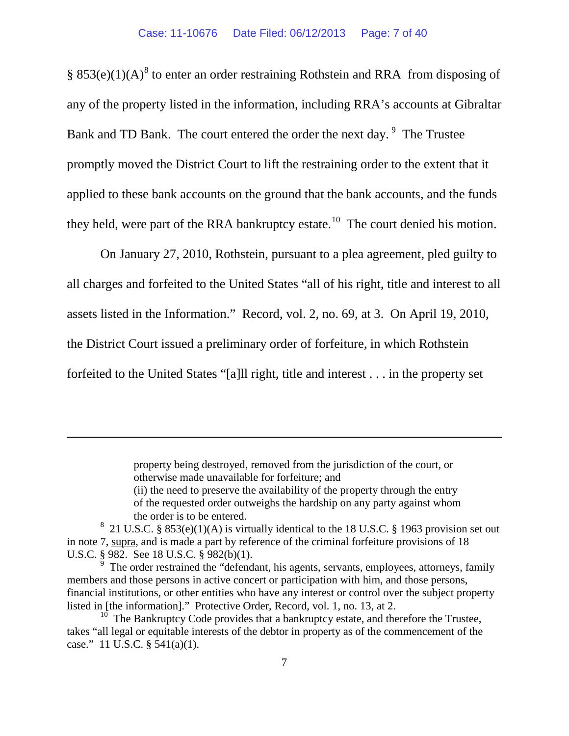§ 853(e)(1)(A)[8] to enter an order restraining Rothstein and RRA from disposing of any of the property listed in the information, including RRA's accounts at Gibraltar Bank and TD Bank. The court entered the order the next day. [9] The Trustee promptly moved the District Court to lift the restraining order to the extent that it applied to these bank accounts on the ground that the bank accounts, and the funds they held, were part of the RRA bankruptcy estate.[10] The court denied his motion.

On January 27, 2010, Rothstein, pursuant to a plea agreement, pled guilty to all charges and forfeited to the United States "all of his right, title and interest to all assets listed in the Information." Record, vol. 2, no. 69, at 3. On April 19, 2010, the District Court issued a preliminary order of forfeiture, in which Rothstein forfeited to the United States "[a]ll right, title and interest . . . in the property set

---

> property being destroyed, removed from the jurisdiction of the court, or otherwise made unavailable for forfeiture; and
>
> (ii) the need to preserve the availability of the property through the entry of the requested order outweighs the hardship on any party against whom the order is to be entered.

[8] 21 U.S.C. § 853(e)(1)(A) is virtually identical to the 18 U.S.C. § 1963 provision set out in note 7, supra, and is made a part by reference of the criminal forfeiture provisions of 18 U.S.C. § 982. See 18 U.S.C. § 982(b)(1).

[9] The order restrained the "defendant, his agents, servants, employees, attorneys, family members and those persons in active concert or participation with him, and those persons, financial institutions, or other entities who have any interest or control over the subject property listed in [the information]." Protective Order, Record, vol. 1, no. 13, at 2.

[10] The Bankruptcy Code provides that a bankruptcy estate, and therefore the Trustee, takes "all legal or equitable interests of the debtor in property as of the commencement of the case." 11 U.S.C. § 541(a)(1).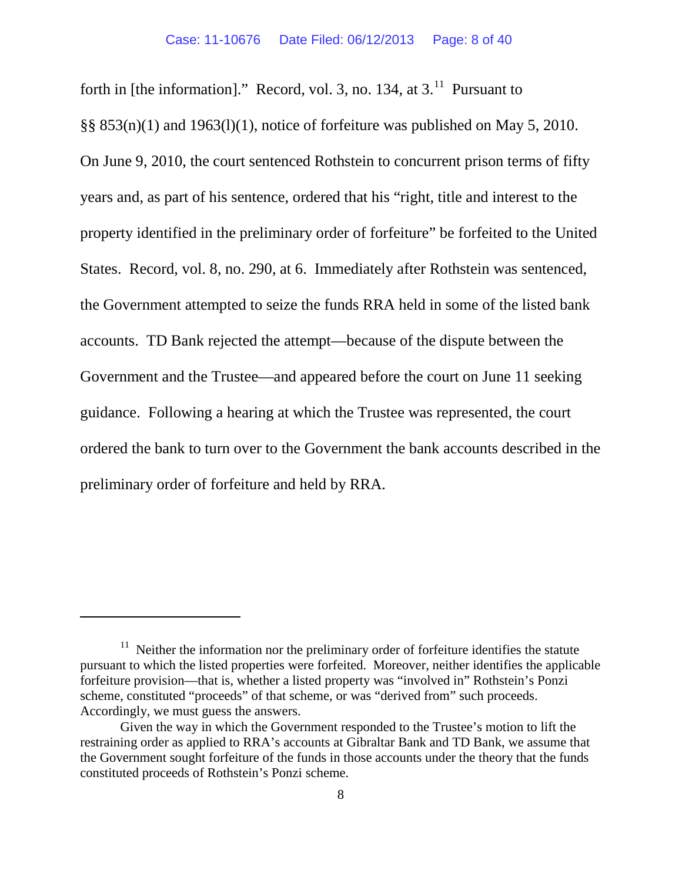forth in [the information]." Record, vol. 3, no. 134, at 3.[11] Pursuant to §§ 853(n)(1) and 1963(l)(1), notice of forfeiture was published on May 5, 2010. On June 9, 2010, the court sentenced Rothstein to concurrent prison terms of fifty years and, as part of his sentence, ordered that his "right, title and interest to the property identified in the preliminary order of forfeiture" be forfeited to the United States. Record, vol. 8, no. 290, at 6. Immediately after Rothstein was sentenced, the Government attempted to seize the funds RRA held in some of the listed bank accounts. TD Bank rejected the attempt—because of the dispute between the Government and the Trustee—and appeared before the court on June 11 seeking guidance. Following a hearing at which the Trustee was represented, the court ordered the bank to turn over to the Government the bank accounts described in the preliminary order of forfeiture and held by RRA.

---

[11] Neither the information nor the preliminary order of forfeiture identifies the statute pursuant to which the listed properties were forfeited. Moreover, neither identifies the applicable forfeiture provision—that is, whether a listed property was "involved in" Rothstein's Ponzi scheme, constituted "proceeds" of that scheme, or was "derived from" such proceeds. Accordingly, we must guess the answers.

Given the way in which the Government responded to the Trustee's motion to lift the restraining order as applied to RRA's accounts at Gibraltar Bank and TD Bank, we assume that the Government sought forfeiture of the funds in those accounts under the theory that the funds constituted proceeds of Rothstein's Ponzi scheme.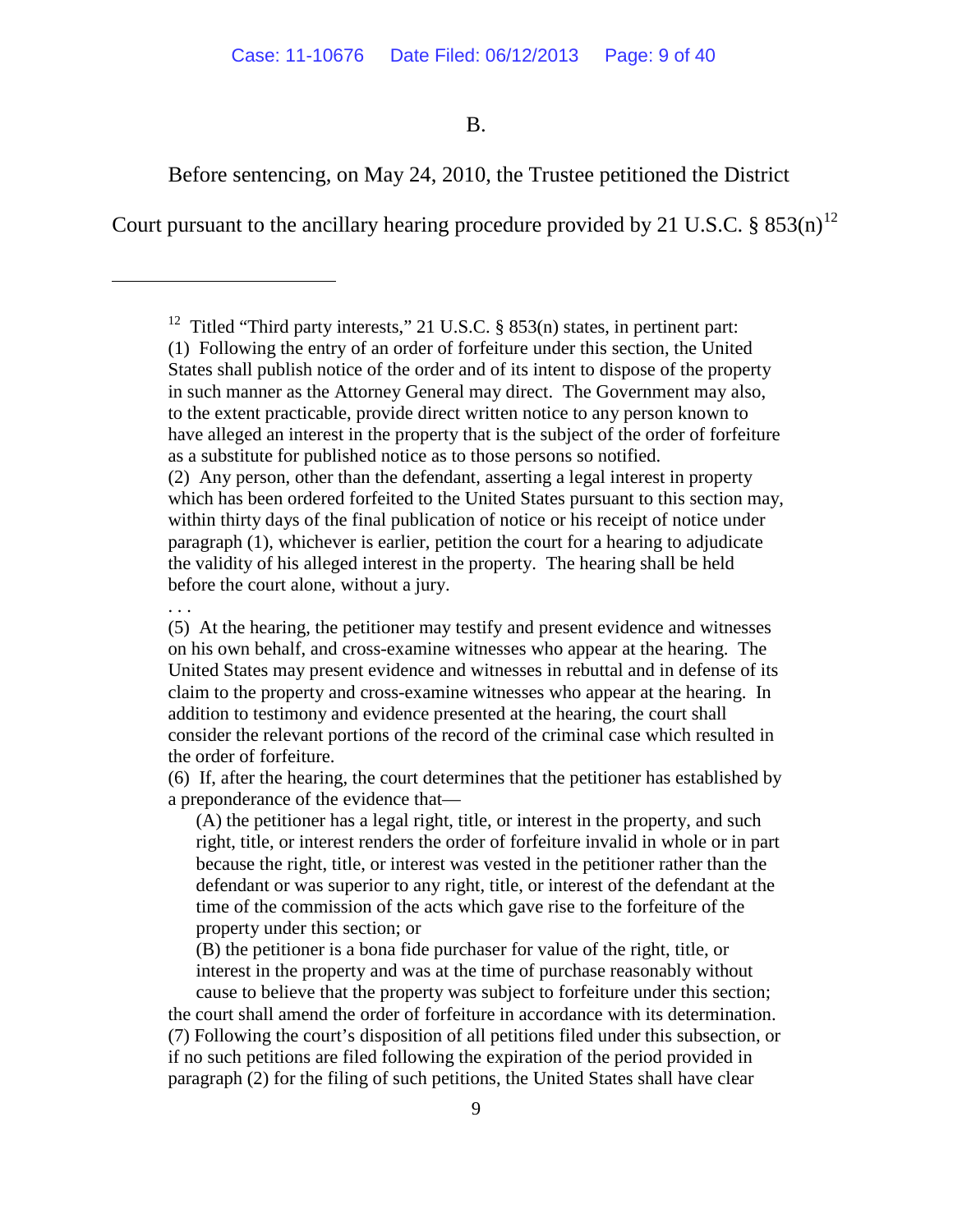B.

Before sentencing, on May 24, 2010, the Trustee petitioned the District Court pursuant to the ancillary hearing procedure provided by 21 U.S.C. § 853(n)[12]

---

[12] Titled "Third party interests," 21 U.S.C. § 853(n) states, in pertinent part:

(1) Following the entry of an order of forfeiture under this section, the United States shall publish notice of the order and of its intent to dispose of the property in such manner as the Attorney General may direct. The Government may also, to the extent practicable, provide direct written notice to any person known to have alleged an interest in the property that is the subject of the order of forfeiture as a substitute for published notice as to those persons so notified.

(2) Any person, other than the defendant, asserting a legal interest in property which has been ordered forfeited to the United States pursuant to this section may, within thirty days of the final publication of notice or his receipt of notice under paragraph (1), whichever is earlier, petition the court for a hearing to adjudicate the validity of his alleged interest in the property. The hearing shall be held before the court alone, without a jury.

. . .

(5) At the hearing, the petitioner may testify and present evidence and witnesses on his own behalf, and cross-examine witnesses who appear at the hearing. The United States may present evidence and witnesses in rebuttal and in defense of its claim to the property and cross-examine witnesses who appear at the hearing. In addition to testimony and evidence presented at the hearing, the court shall consider the relevant portions of the record of the criminal case which resulted in the order of forfeiture.

(6) If, after the hearing, the court determines that the petitioner has established by a preponderance of the evidence that—

(A) the petitioner has a legal right, title, or interest in the property, and such right, title, or interest renders the order of forfeiture invalid in whole or in part because the right, title, or interest was vested in the petitioner rather than the defendant or was superior to any right, title, or interest of the defendant at the time of the commission of the acts which gave rise to the forfeiture of the property under this section; or

(B) the petitioner is a bona fide purchaser for value of the right, title, or interest in the property and was at the time of purchase reasonably without cause to believe that the property was subject to forfeiture under this section;

the court shall amend the order of forfeiture in accordance with its determination.

(7) Following the court's disposition of all petitions filed under this subsection, or if no such petitions are filed following the expiration of the period provided in paragraph (2) for the filing of such petitions, the United States shall have clear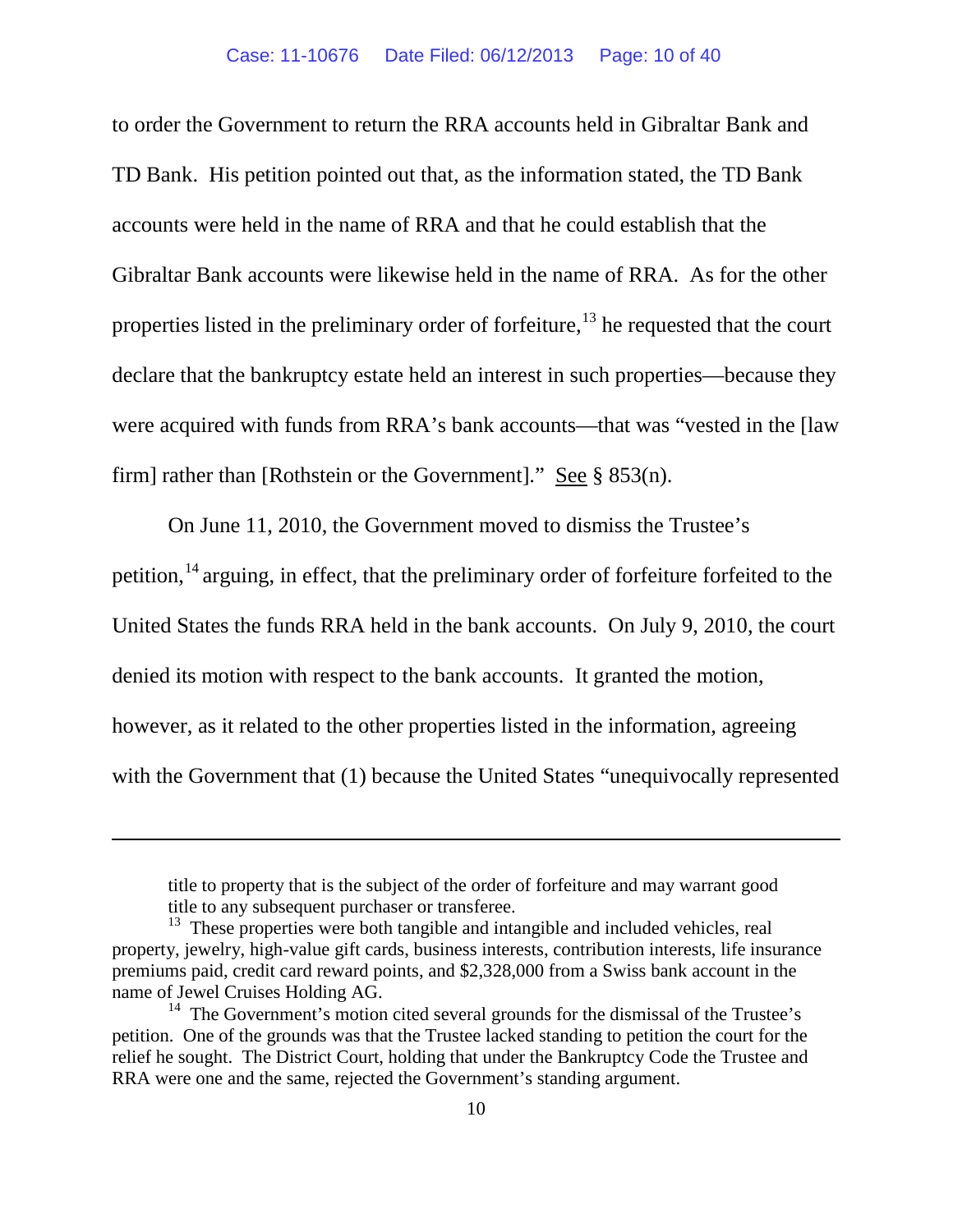to order the Government to return the RRA accounts held in Gibraltar Bank and TD Bank. His petition pointed out that, as the information stated, the TD Bank accounts were held in the name of RRA and that he could establish that the Gibraltar Bank accounts were likewise held in the name of RRA. As for the other properties listed in the preliminary order of forfeiture,[13] he requested that the court declare that the bankruptcy estate held an interest in such properties—because they were acquired with funds from RRA's bank accounts—that was "vested in the [law firm] rather than [Rothstein or the Government]." See § 853(n).

On June 11, 2010, the Government moved to dismiss the Trustee's petition,[14] arguing, in effect, that the preliminary order of forfeiture forfeited to the United States the funds RRA held in the bank accounts. On July 9, 2010, the court denied its motion with respect to the bank accounts. It granted the motion, however, as it related to the other properties listed in the information, agreeing with the Government that (1) because the United States "unequivocally represented

---

title to property that is the subject of the order of forfeiture and may warrant good title to any subsequent purchaser or transferee.

[13] These properties were both tangible and intangible and included vehicles, real property, jewelry, high-value gift cards, business interests, contribution interests, life insurance premiums paid, credit card reward points, and $2,328,000 from a Swiss bank account in the name of Jewel Cruises Holding AG.

[14] The Government's motion cited several grounds for the dismissal of the Trustee's petition. One of the grounds was that the Trustee lacked standing to petition the court for the relief he sought. The District Court, holding that under the Bankruptcy Code the Trustee and RRA were one and the same, rejected the Government's standing argument.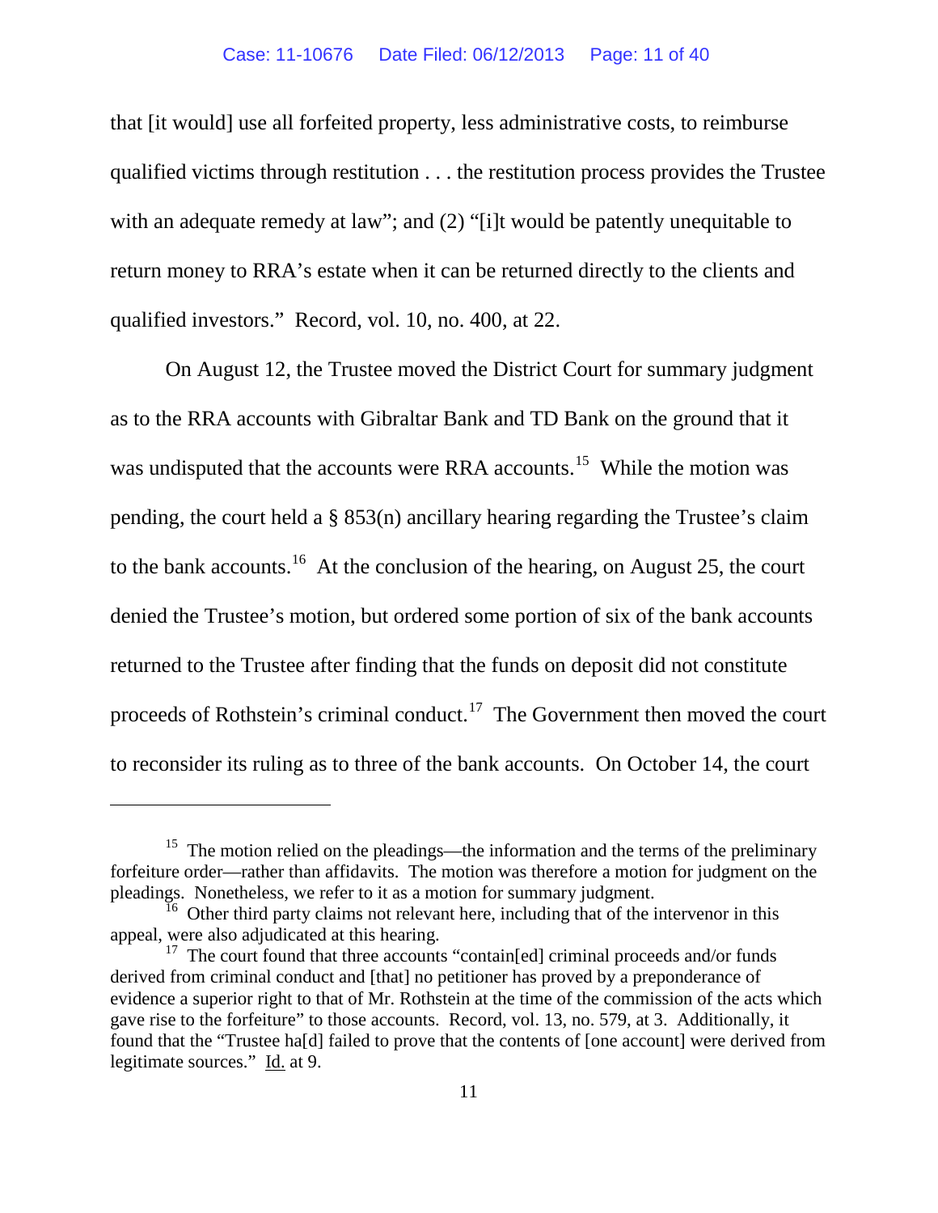that [it would] use all forfeited property, less administrative costs, to reimburse qualified victims through restitution . . . the restitution process provides the Trustee with an adequate remedy at law"; and (2) "[i]t would be patently unequitable to return money to RRA's estate when it can be returned directly to the clients and qualified investors." Record, vol. 10, no. 400, at 22.

On August 12, the Trustee moved the District Court for summary judgment as to the RRA accounts with Gibraltar Bank and TD Bank on the ground that it was undisputed that the accounts were RRA accounts.[15] While the motion was pending, the court held a § 853(n) ancillary hearing regarding the Trustee's claim to the bank accounts.[16] At the conclusion of the hearing, on August 25, the court denied the Trustee's motion, but ordered some portion of six of the bank accounts returned to the Trustee after finding that the funds on deposit did not constitute proceeds of Rothstein's criminal conduct.[17] The Government then moved the court to reconsider its ruling as to three of the bank accounts. On October 14, the court

---

[15] The motion relied on the pleadings—the information and the terms of the preliminary forfeiture order—rather than affidavits. The motion was therefore a motion for judgment on the pleadings. Nonetheless, we refer to it as a motion for summary judgment.

[16] Other third party claims not relevant here, including that of the intervenor in this appeal, were also adjudicated at this hearing.

[17] The court found that three accounts "contain[ed] criminal proceeds and/or funds derived from criminal conduct and [that] no petitioner has proved by a preponderance of evidence a superior right to that of Mr. Rothstein at the time of the commission of the acts which gave rise to the forfeiture" to those accounts. Record, vol. 13, no. 579, at 3. Additionally, it found that the "Trustee ha[d] failed to prove that the contents of [one account] were derived from legitimate sources." Id. at 9.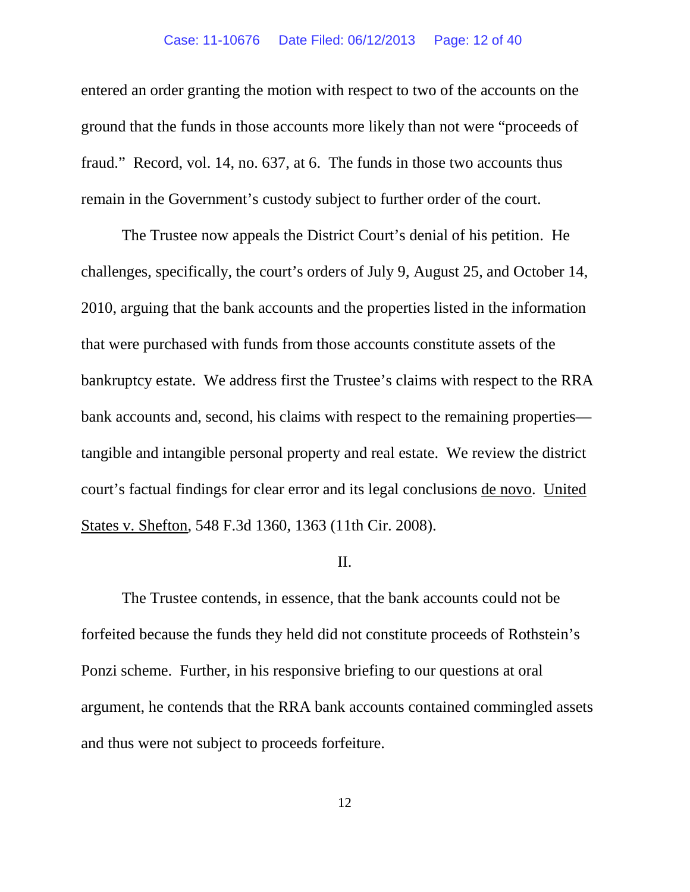entered an order granting the motion with respect to two of the accounts on the ground that the funds in those accounts more likely than not were "proceeds of fraud." Record, vol. 14, no. 637, at 6. The funds in those two accounts thus remain in the Government's custody subject to further order of the court.

The Trustee now appeals the District Court's denial of his petition. He challenges, specifically, the court's orders of July 9, August 25, and October 14, 2010, arguing that the bank accounts and the properties listed in the information that were purchased with funds from those accounts constitute assets of the bankruptcy estate. We address first the Trustee's claims with respect to the RRA bank accounts and, second, his claims with respect to the remaining properties—tangible and intangible personal property and real estate. We review the district court's factual findings for clear error and its legal conclusions de novo. United States v. Shefton, 548 F.3d 1360, 1363 (11th Cir. 2008).

II.

The Trustee contends, in essence, that the bank accounts could not be forfeited because the funds they held did not constitute proceeds of Rothstein's Ponzi scheme. Further, in his responsive briefing to our questions at oral argument, he contends that the RRA bank accounts contained commingled assets and thus were not subject to proceeds forfeiture.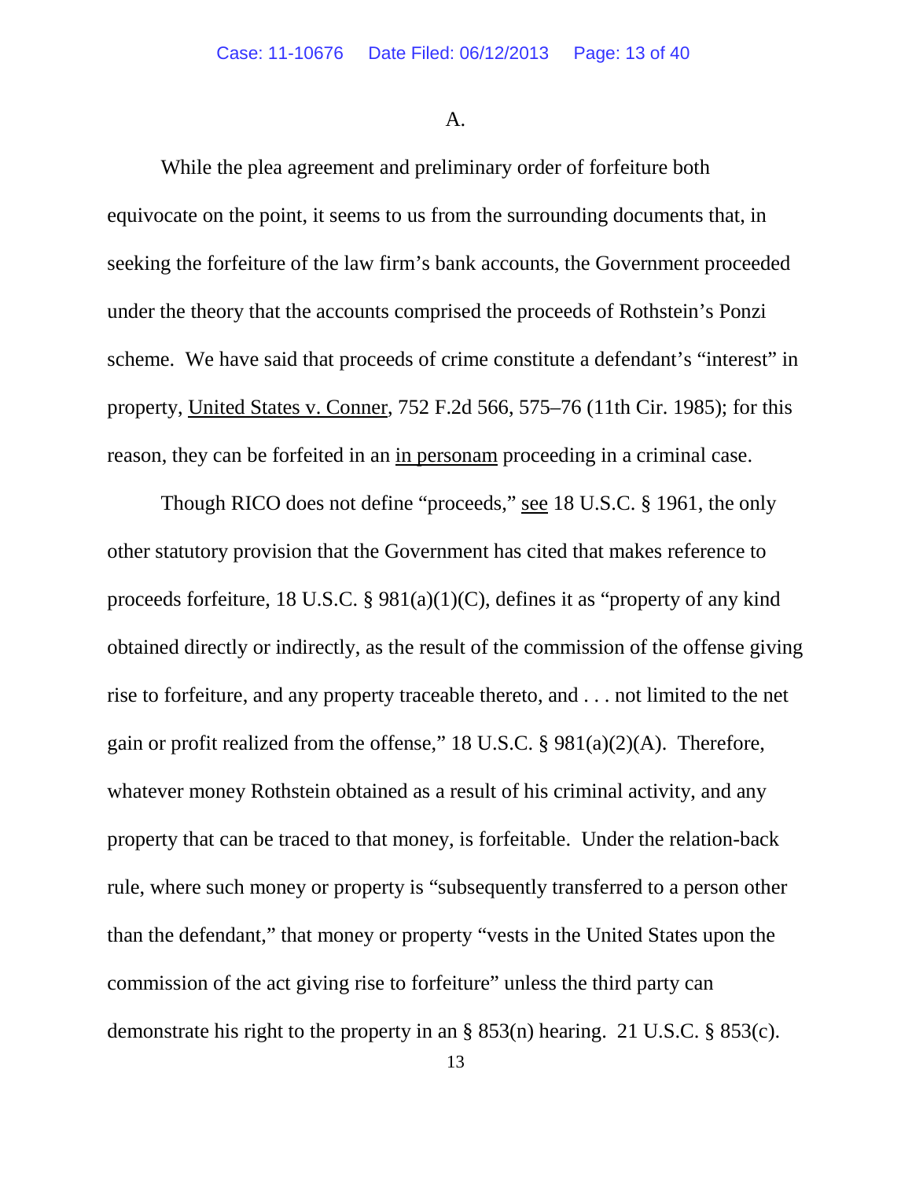A.

While the plea agreement and preliminary order of forfeiture both equivocate on the point, it seems to us from the surrounding documents that, in seeking the forfeiture of the law firm's bank accounts, the Government proceeded under the theory that the accounts comprised the proceeds of Rothstein's Ponzi scheme. We have said that proceeds of crime constitute a defendant's "interest" in property, United States v. Conner, 752 F.2d 566, 575–76 (11th Cir. 1985); for this reason, they can be forfeited in an in personam proceeding in a criminal case.

Though RICO does not define "proceeds," see 18 U.S.C. § 1961, the only other statutory provision that the Government has cited that makes reference to proceeds forfeiture, 18 U.S.C. § 981(a)(1)(C), defines it as "property of any kind obtained directly or indirectly, as the result of the commission of the offense giving rise to forfeiture, and any property traceable thereto, and . . . not limited to the net gain or profit realized from the offense," 18 U.S.C. § 981(a)(2)(A). Therefore, whatever money Rothstein obtained as a result of his criminal activity, and any property that can be traced to that money, is forfeitable. Under the relation-back rule, where such money or property is "subsequently transferred to a person other than the defendant," that money or property "vests in the United States upon the commission of the act giving rise to forfeiture" unless the third party can demonstrate his right to the property in an § 853(n) hearing. 21 U.S.C. § 853(c).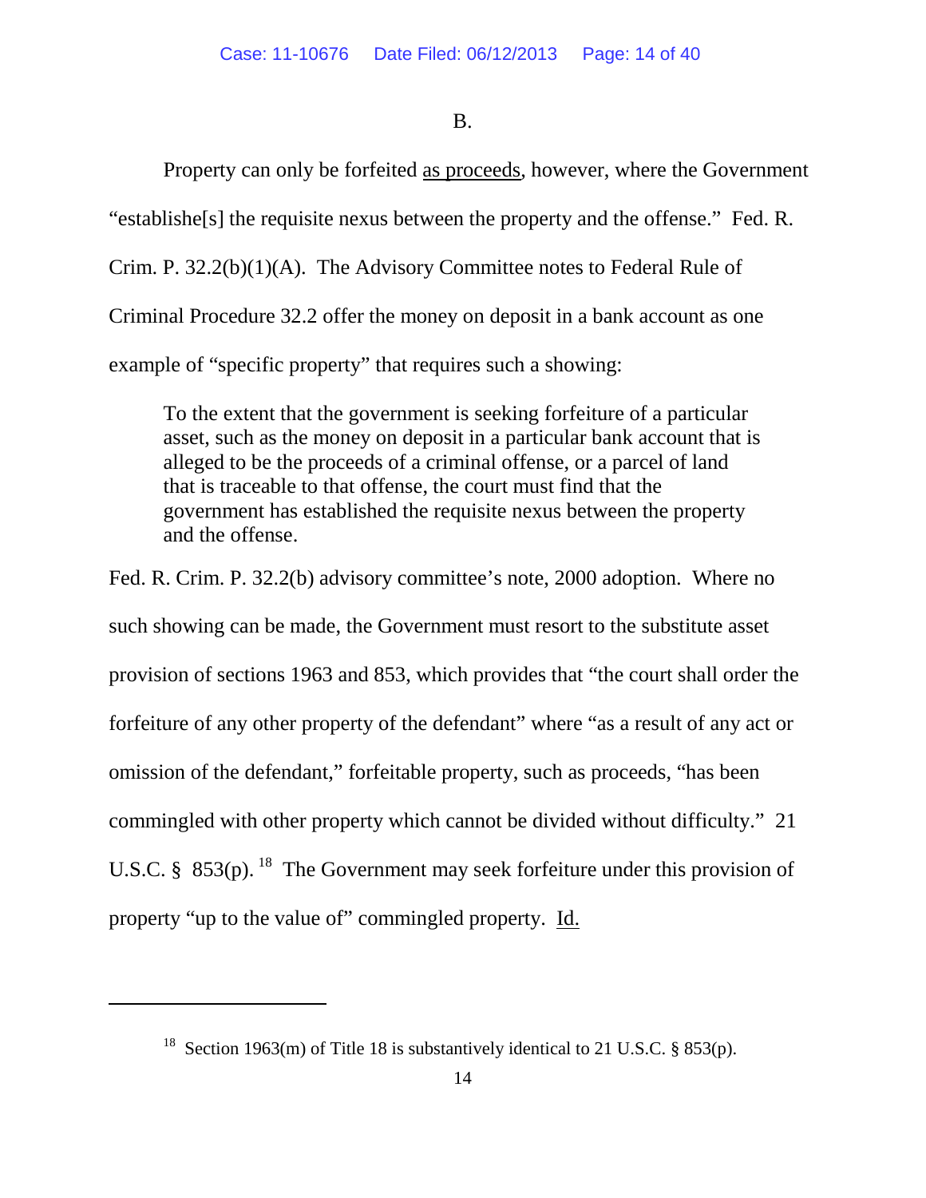B.

Property can only be forfeited as proceeds, however, where the Government "establishe[s] the requisite nexus between the property and the offense." Fed. R. Crim. P. 32.2(b)(1)(A). The Advisory Committee notes to Federal Rule of Criminal Procedure 32.2 offer the money on deposit in a bank account as one example of "specific property" that requires such a showing:

> To the extent that the government is seeking forfeiture of a particular asset, such as the money on deposit in a particular bank account that is alleged to be the proceeds of a criminal offense, or a parcel of land that is traceable to that offense, the court must find that the government has established the requisite nexus between the property and the offense.

Fed. R. Crim. P. 32.2(b) advisory committee's note, 2000 adoption. Where no such showing can be made, the Government must resort to the substitute asset provision of sections 1963 and 853, which provides that "the court shall order the forfeiture of any other property of the defendant" where "as a result of any act or omission of the defendant," forfeitable property, such as proceeds, "has been commingled with other property which cannot be divided without difficulty." 21 U.S.C. § 853(p).[18] The Government may seek forfeiture under this provision of property "up to the value of" commingled property. Id.

---

[18] Section 1963(m) of Title 18 is substantively identical to 21 U.S.C. § 853(p).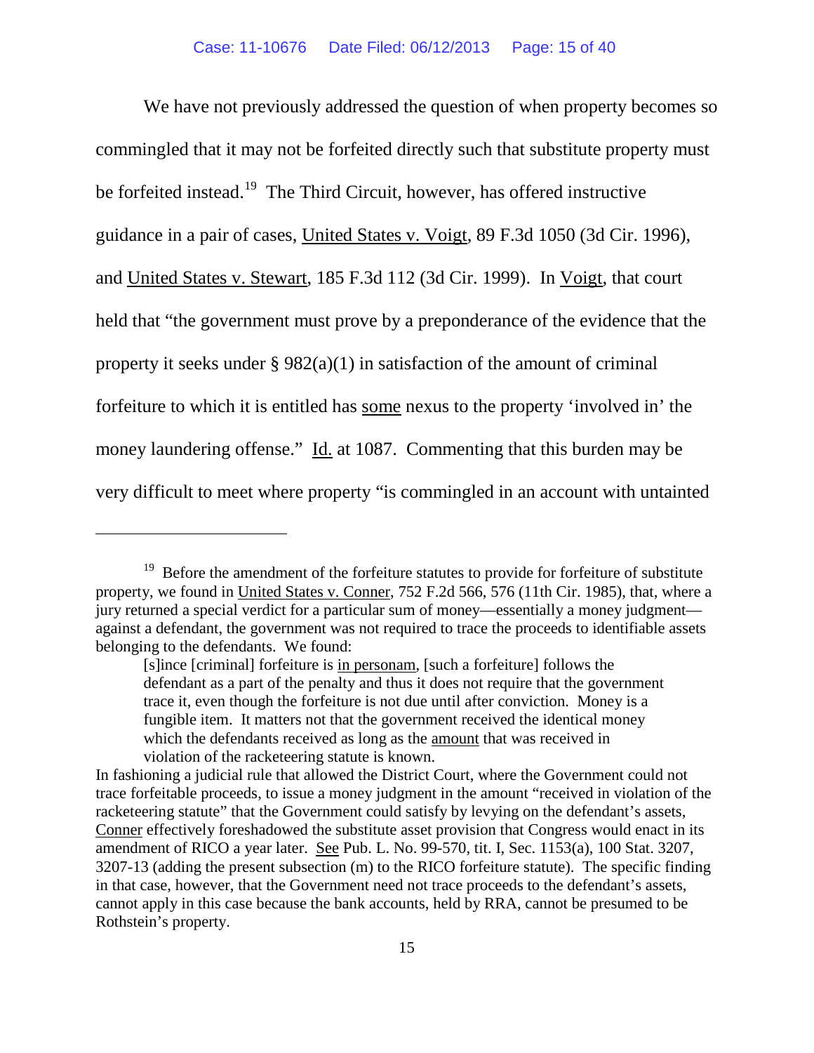We have not previously addressed the question of when property becomes so commingled that it may not be forfeited directly such that substitute property must be forfeited instead.[19] The Third Circuit, however, has offered instructive guidance in a pair of cases, United States v. Voigt, 89 F.3d 1050 (3d Cir. 1996), and United States v. Stewart, 185 F.3d 112 (3d Cir. 1999). In Voigt, that court held that "the government must prove by a preponderance of the evidence that the property it seeks under § 982(a)(1) in satisfaction of the amount of criminal forfeiture to which it is entitled has some nexus to the property 'involved in' the money laundering offense." Id. at 1087. Commenting that this burden may be very difficult to meet where property "is commingled in an account with untainted

---

[19] Before the amendment of the forfeiture statutes to provide for forfeiture of substitute property, we found in United States v. Conner, 752 F.2d 566, 576 (11th Cir. 1985), that, where a jury returned a special verdict for a particular sum of money—essentially a money judgment—against a defendant, the government was not required to trace the proceeds to identifiable assets belonging to the defendants. We found:

> [s]ince [criminal] forfeiture is in personam, [such a forfeiture] follows the defendant as a part of the penalty and thus it does not require that the government trace it, even though the forfeiture is not due until after conviction. Money is a fungible item. It matters not that the government received the identical money which the defendants received as long as the amount that was received in violation of the racketeering statute is known.

In fashioning a judicial rule that allowed the District Court, where the Government could not trace forfeitable proceeds, to issue a money judgment in the amount "received in violation of the racketeering statute" that the Government could satisfy by levying on the defendant's assets, Conner effectively foreshadowed the substitute asset provision that Congress would enact in its amendment of RICO a year later. See Pub. L. No. 99-570, tit. I, Sec. 1153(a), 100 Stat. 3207, 3207-13 (adding the present subsection (m) to the RICO forfeiture statute). The specific finding in that case, however, that the Government need not trace proceeds to the defendant's assets, cannot apply in this case because the bank accounts, held by RRA, cannot be presumed to be Rothstein's property.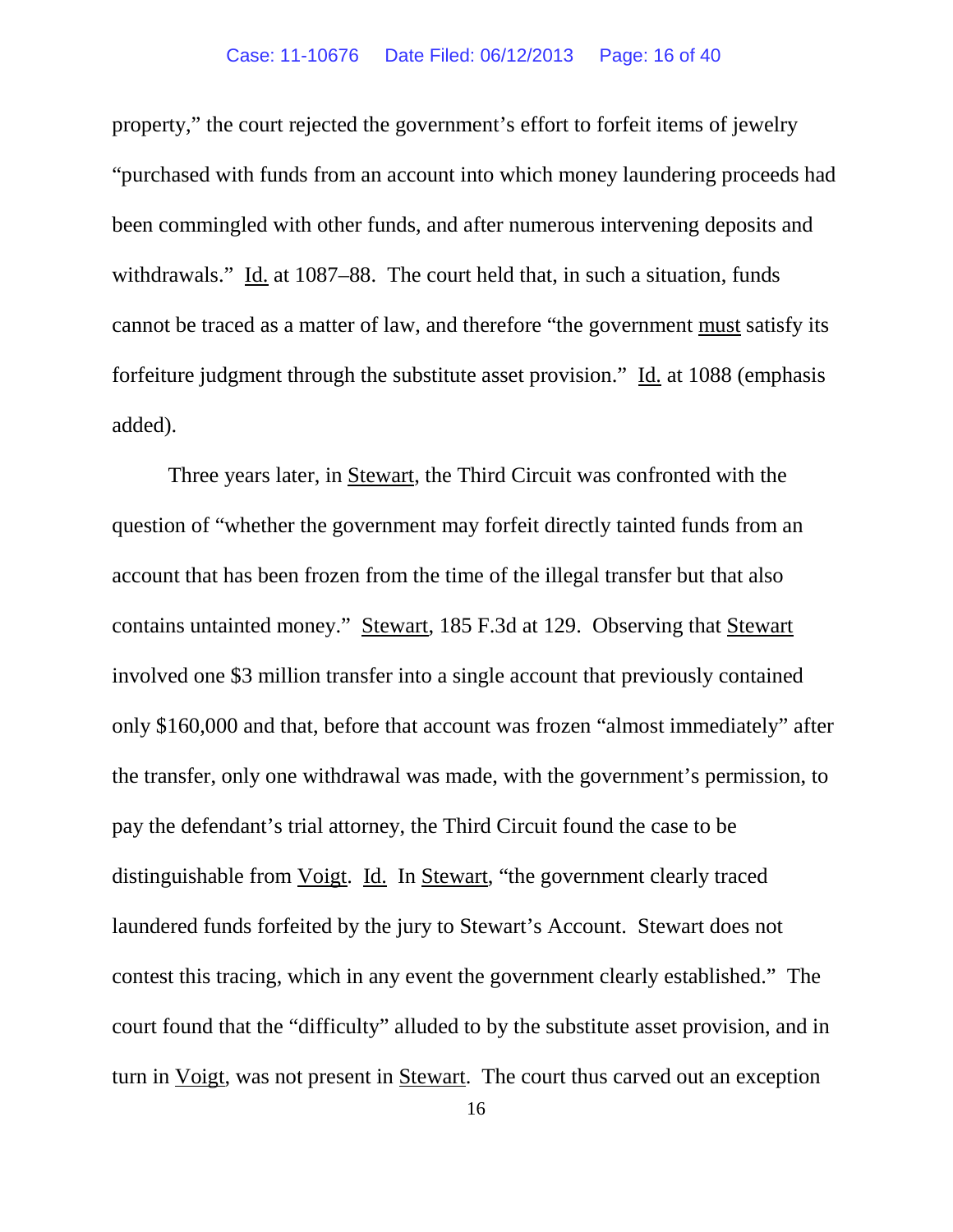property," the court rejected the government's effort to forfeit items of jewelry "purchased with funds from an account into which money laundering proceeds had been commingled with other funds, and after numerous intervening deposits and withdrawals." Id. at 1087–88. The court held that, in such a situation, funds cannot be traced as a matter of law, and therefore "the government must satisfy its forfeiture judgment through the substitute asset provision." Id. at 1088 (emphasis added).

Three years later, in Stewart, the Third Circuit was confronted with the question of "whether the government may forfeit directly tainted funds from an account that has been frozen from the time of the illegal transfer but that also contains untainted money." Stewart, 185 F.3d at 129. Observing that Stewart involved one $3 million transfer into a single account that previously contained only $160,000 and that, before that account was frozen "almost immediately" after the transfer, only one withdrawal was made, with the government's permission, to pay the defendant's trial attorney, the Third Circuit found the case to be distinguishable from Voigt. Id. In Stewart, "the government clearly traced laundered funds forfeited by the jury to Stewart's Account. Stewart does not contest this tracing, which in any event the government clearly established." The court found that the "difficulty" alluded to by the substitute asset provision, and in turn in Voigt, was not present in Stewart. The court thus carved out an exception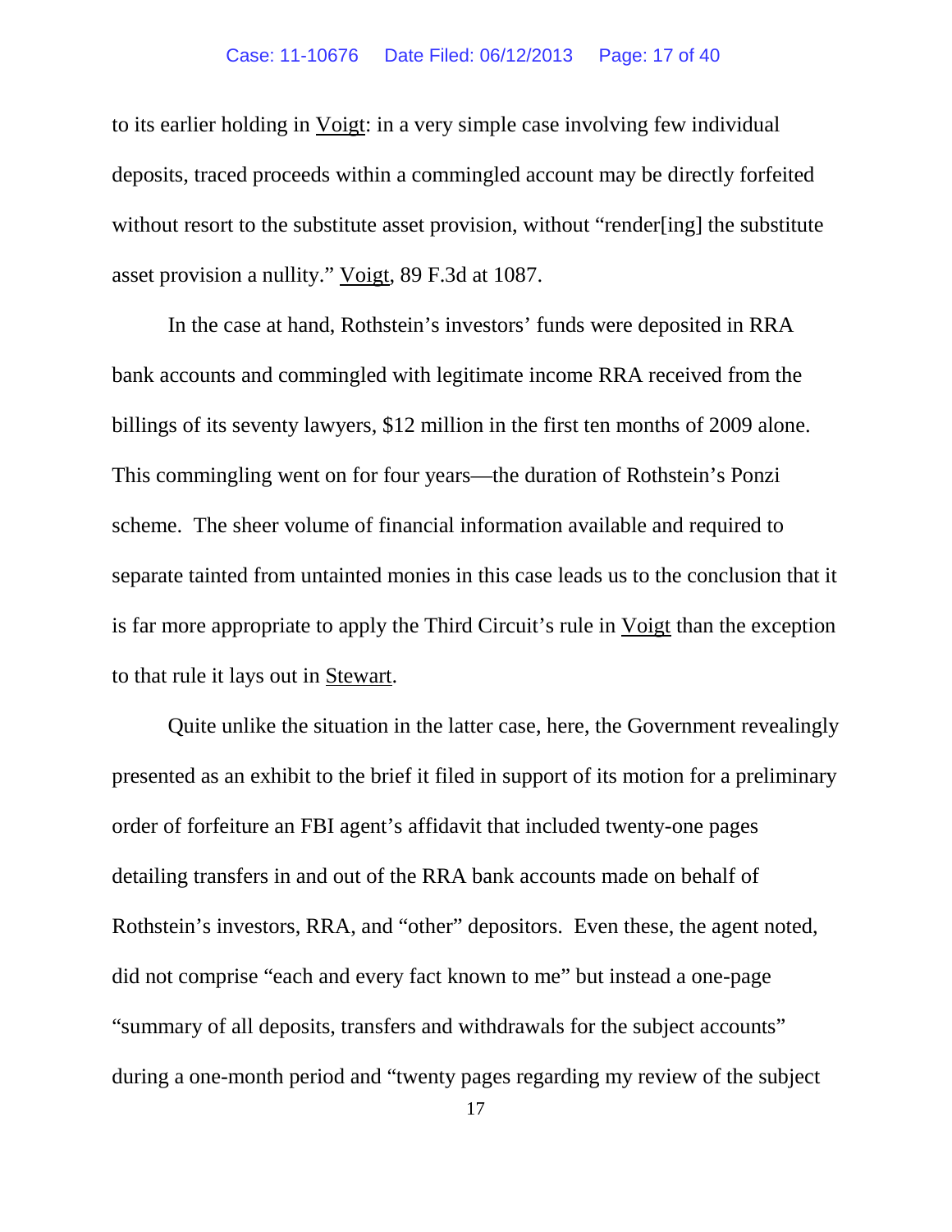to its earlier holding in Voigt: in a very simple case involving few individual deposits, traced proceeds within a commingled account may be directly forfeited without resort to the substitute asset provision, without "render[ing] the substitute asset provision a nullity." Voigt, 89 F.3d at 1087.

In the case at hand, Rothstein's investors' funds were deposited in RRA bank accounts and commingled with legitimate income RRA received from the billings of its seventy lawyers, $12 million in the first ten months of 2009 alone. This commingling went on for four years—the duration of Rothstein's Ponzi scheme. The sheer volume of financial information available and required to separate tainted from untainted monies in this case leads us to the conclusion that it is far more appropriate to apply the Third Circuit's rule in Voigt than the exception to that rule it lays out in Stewart.

Quite unlike the situation in the latter case, here, the Government revealingly presented as an exhibit to the brief it filed in support of its motion for a preliminary order of forfeiture an FBI agent's affidavit that included twenty-one pages detailing transfers in and out of the RRA bank accounts made on behalf of Rothstein's investors, RRA, and "other" depositors. Even these, the agent noted, did not comprise "each and every fact known to me" but instead a one-page "summary of all deposits, transfers and withdrawals for the subject accounts" during a one-month period and "twenty pages regarding my review of the subject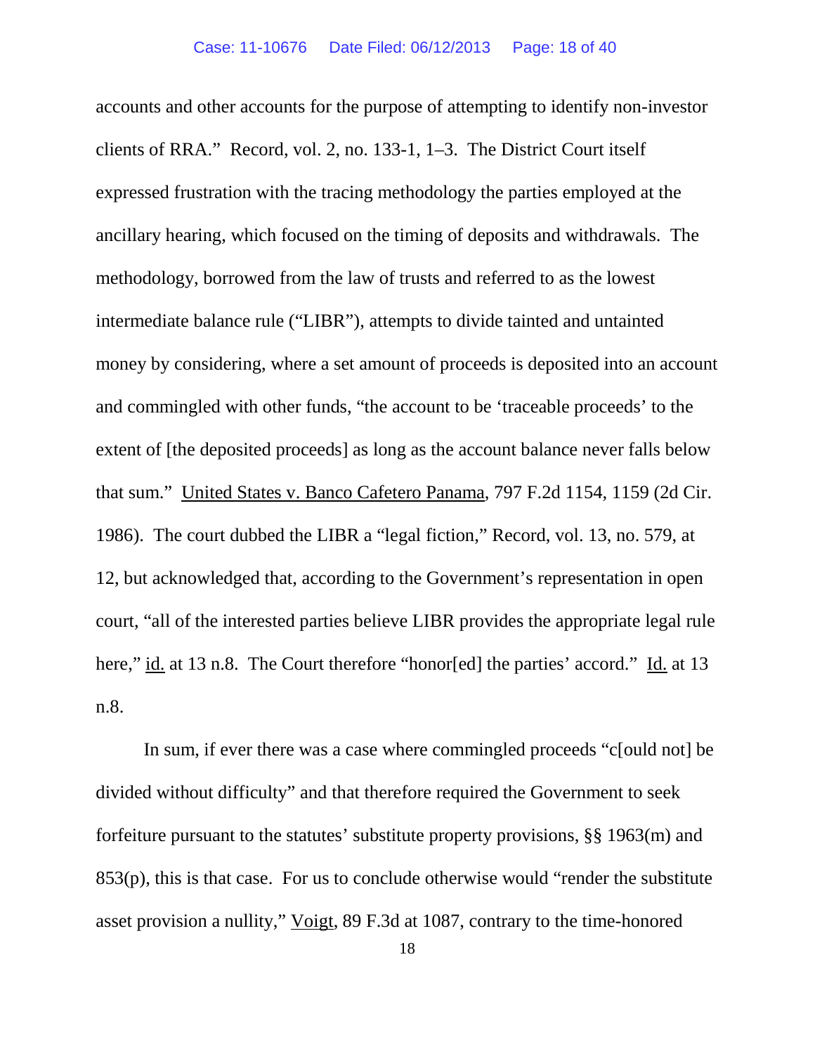accounts and other accounts for the purpose of attempting to identify non-investor clients of RRA." Record, vol. 2, no. 133-1, 1–3. The District Court itself expressed frustration with the tracing methodology the parties employed at the ancillary hearing, which focused on the timing of deposits and withdrawals. The methodology, borrowed from the law of trusts and referred to as the lowest intermediate balance rule ("LIBR"), attempts to divide tainted and untainted money by considering, where a set amount of proceeds is deposited into an account and commingled with other funds, "the account to be 'traceable proceeds' to the extent of [the deposited proceeds] as long as the account balance never falls below that sum." United States v. Banco Cafetero Panama, 797 F.2d 1154, 1159 (2d Cir. 1986). The court dubbed the LIBR a "legal fiction," Record, vol. 13, no. 579, at 12, but acknowledged that, according to the Government's representation in open court, "all of the interested parties believe LIBR provides the appropriate legal rule here," id. at 13 n.8. The Court therefore "honor[ed] the parties' accord." Id. at 13 n.8.

In sum, if ever there was a case where commingled proceeds "c[ould not] be divided without difficulty" and that therefore required the Government to seek forfeiture pursuant to the statutes' substitute property provisions, §§ 1963(m) and 853(p), this is that case. For us to conclude otherwise would "render the substitute asset provision a nullity," Voigt, 89 F.3d at 1087, contrary to the time-honored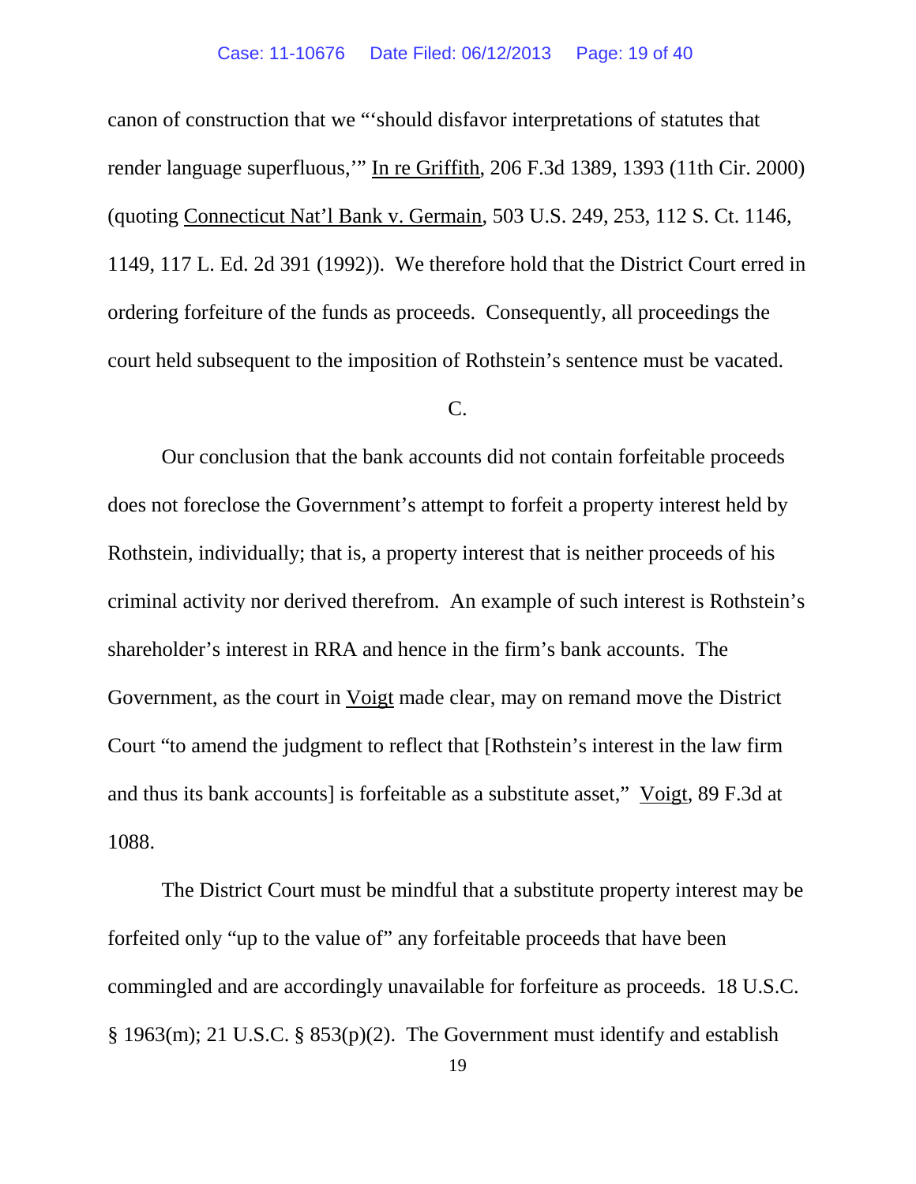canon of construction that we "'should disfavor interpretations of statutes that render language superfluous,'" In re Griffith, 206 F.3d 1389, 1393 (11th Cir. 2000) (quoting Connecticut Nat'l Bank v. Germain, 503 U.S. 249, 253, 112 S. Ct. 1146, 1149, 117 L. Ed. 2d 391 (1992)). We therefore hold that the District Court erred in ordering forfeiture of the funds as proceeds. Consequently, all proceedings the court held subsequent to the imposition of Rothstein's sentence must be vacated.

C.

Our conclusion that the bank accounts did not contain forfeitable proceeds does not foreclose the Government's attempt to forfeit a property interest held by Rothstein, individually; that is, a property interest that is neither proceeds of his criminal activity nor derived therefrom. An example of such interest is Rothstein's shareholder's interest in RRA and hence in the firm's bank accounts. The Government, as the court in Voigt made clear, may on remand move the District Court "to amend the judgment to reflect that [Rothstein's interest in the law firm and thus its bank accounts] is forfeitable as a substitute asset," Voigt, 89 F.3d at 1088.

The District Court must be mindful that a substitute property interest may be forfeited only "up to the value of" any forfeitable proceeds that have been commingled and are accordingly unavailable for forfeiture as proceeds. 18 U.S.C. § 1963(m); 21 U.S.C. § 853(p)(2). The Government must identify and establish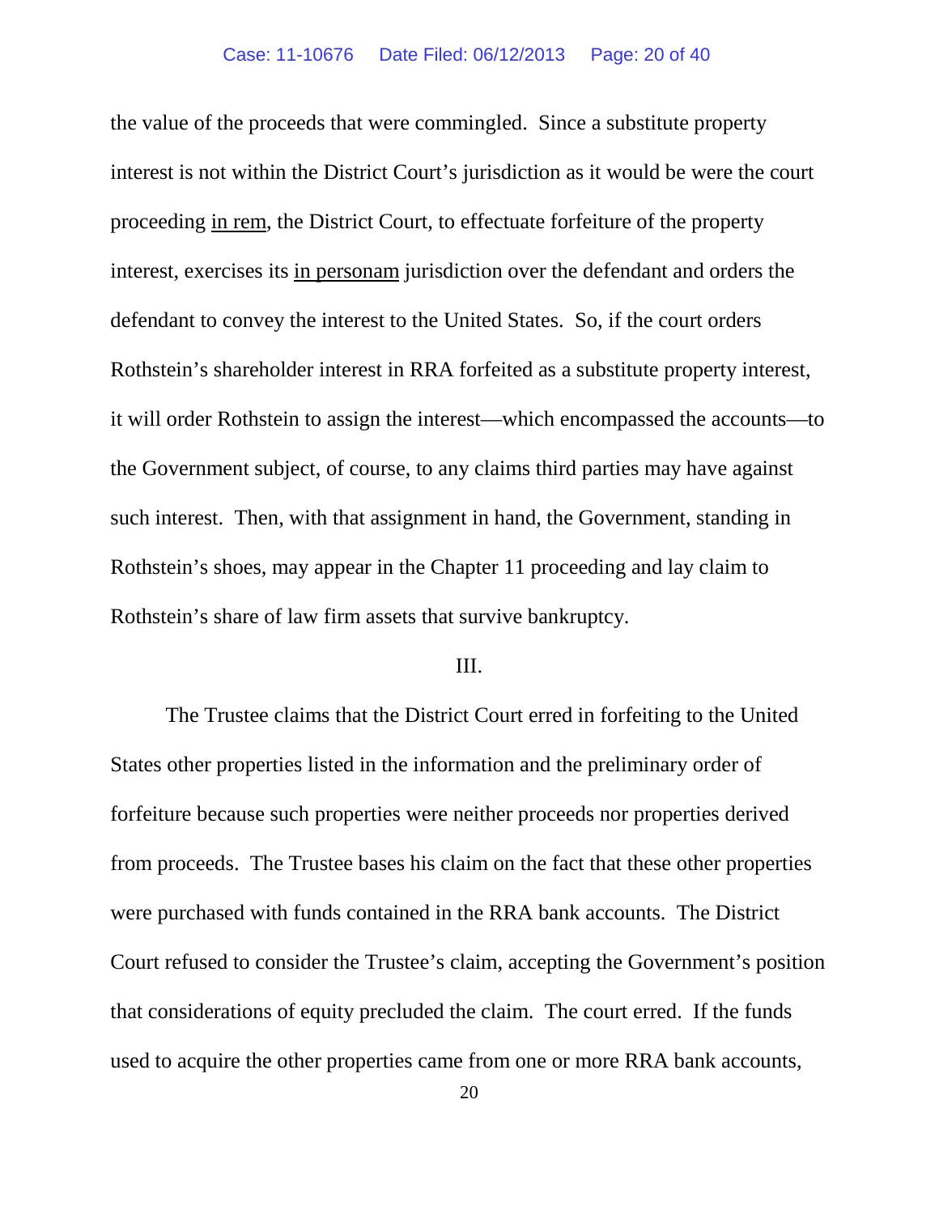the value of the proceeds that were commingled. Since a substitute property interest is not within the District Court's jurisdiction as it would be were the court proceeding in rem, the District Court, to effectuate forfeiture of the property interest, exercises its in personam jurisdiction over the defendant and orders the defendant to convey the interest to the United States. So, if the court orders Rothstein's shareholder interest in RRA forfeited as a substitute property interest, it will order Rothstein to assign the interest—which encompassed the accounts—to the Government subject, of course, to any claims third parties may have against such interest. Then, with that assignment in hand, the Government, standing in Rothstein's shoes, may appear in the Chapter 11 proceeding and lay claim to Rothstein's share of law firm assets that survive bankruptcy.

## III.

The Trustee claims that the District Court erred in forfeiting to the United States other properties listed in the information and the preliminary order of forfeiture because such properties were neither proceeds nor properties derived from proceeds. The Trustee bases his claim on the fact that these other properties were purchased with funds contained in the RRA bank accounts. The District Court refused to consider the Trustee's claim, accepting the Government's position that considerations of equity precluded the claim. The court erred. If the funds used to acquire the other properties came from one or more RRA bank accounts,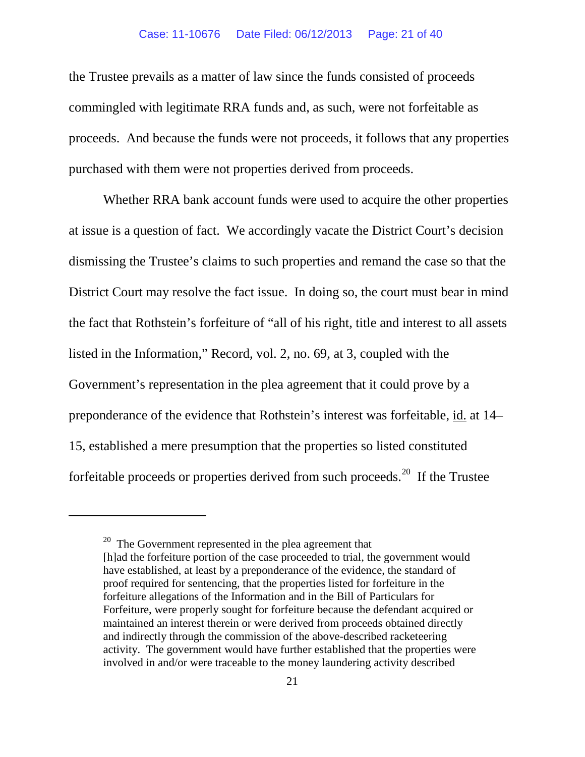the Trustee prevails as a matter of law since the funds consisted of proceeds commingled with legitimate RRA funds and, as such, were not forfeitable as proceeds. And because the funds were not proceeds, it follows that any properties purchased with them were not properties derived from proceeds.

Whether RRA bank account funds were used to acquire the other properties at issue is a question of fact. We accordingly vacate the District Court's decision dismissing the Trustee's claims to such properties and remand the case so that the District Court may resolve the fact issue. In doing so, the court must bear in mind the fact that Rothstein's forfeiture of "all of his right, title and interest to all assets listed in the Information," Record, vol. 2, no. 69, at 3, coupled with the Government's representation in the plea agreement that it could prove by a preponderance of the evidence that Rothstein's interest was forfeitable, id. at 14–15, established a mere presumption that the properties so listed constituted forfeitable proceeds or properties derived from such proceeds.[20] If the Trustee

---

[20] The Government represented in the plea agreement that

> [h]ad the forfeiture portion of the case proceeded to trial, the government would have established, at least by a preponderance of the evidence, the standard of proof required for sentencing, that the properties listed for forfeiture in the forfeiture allegations of the Information and in the Bill of Particulars for Forfeiture, were properly sought for forfeiture because the defendant acquired or maintained an interest therein or were derived from proceeds obtained directly and indirectly through the commission of the above-described racketeering activity. The government would have further established that the properties were involved in and/or were traceable to the money laundering activity described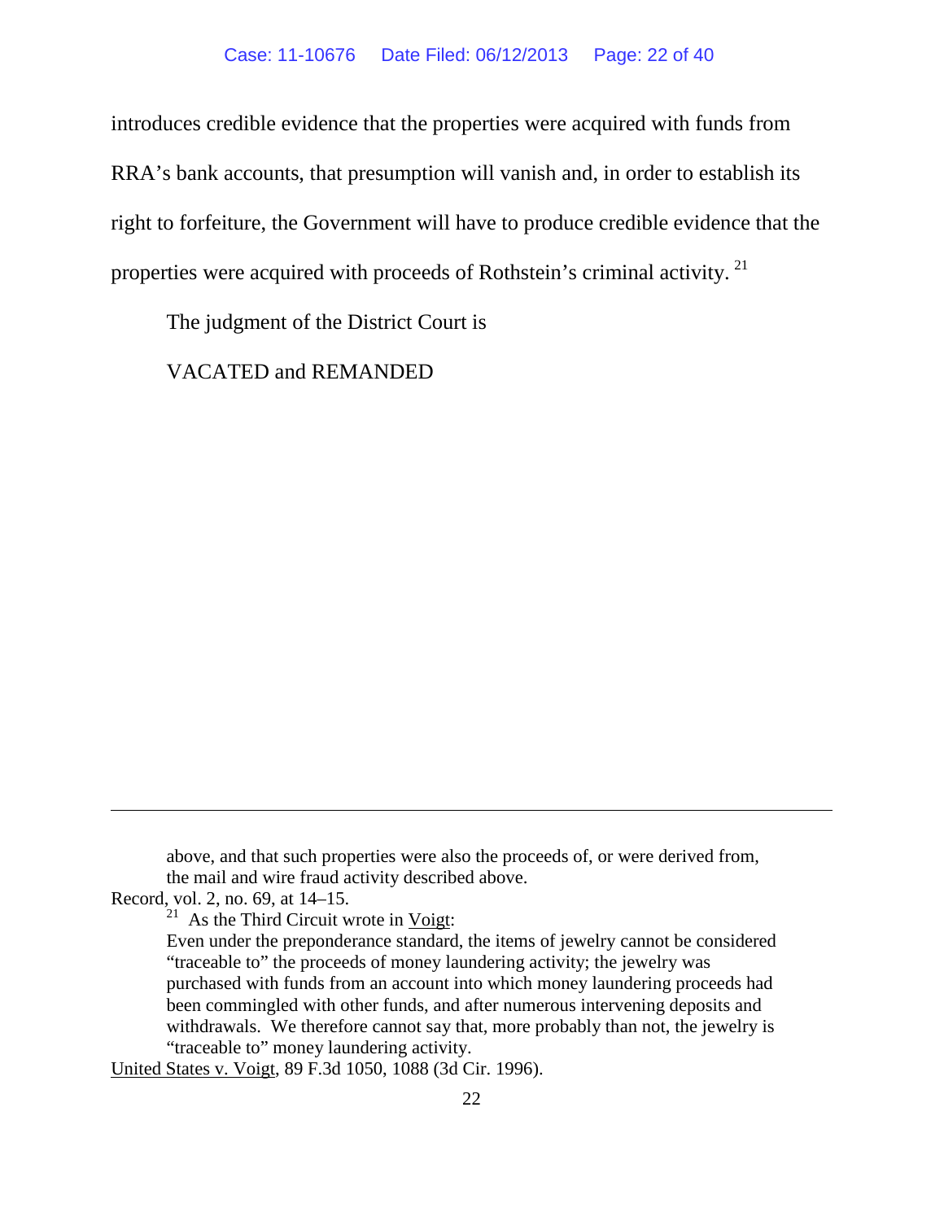introduces credible evidence that the properties were acquired with funds from RRA's bank accounts, that presumption will vanish and, in order to establish its right to forfeiture, the Government will have to produce credible evidence that the properties were acquired with proceeds of Rothstein's criminal activity.[21]

The judgment of the District Court is

VACATED and REMANDED

---

> above, and that such properties were also the proceeds of, or were derived from, the mail and wire fraud activity described above.

Record, vol. 2, no. 69, at 14–15.

[21] As the Third Circuit wrote in Voigt:

> Even under the preponderance standard, the items of jewelry cannot be considered "traceable to" the proceeds of money laundering activity; the jewelry was purchased with funds from an account into which money laundering proceeds had been commingled with other funds, and after numerous intervening deposits and withdrawals. We therefore cannot say that, more probably than not, the jewelry is "traceable to" money laundering activity.

United States v. Voigt, 89 F.3d 1050, 1088 (3d Cir. 1996).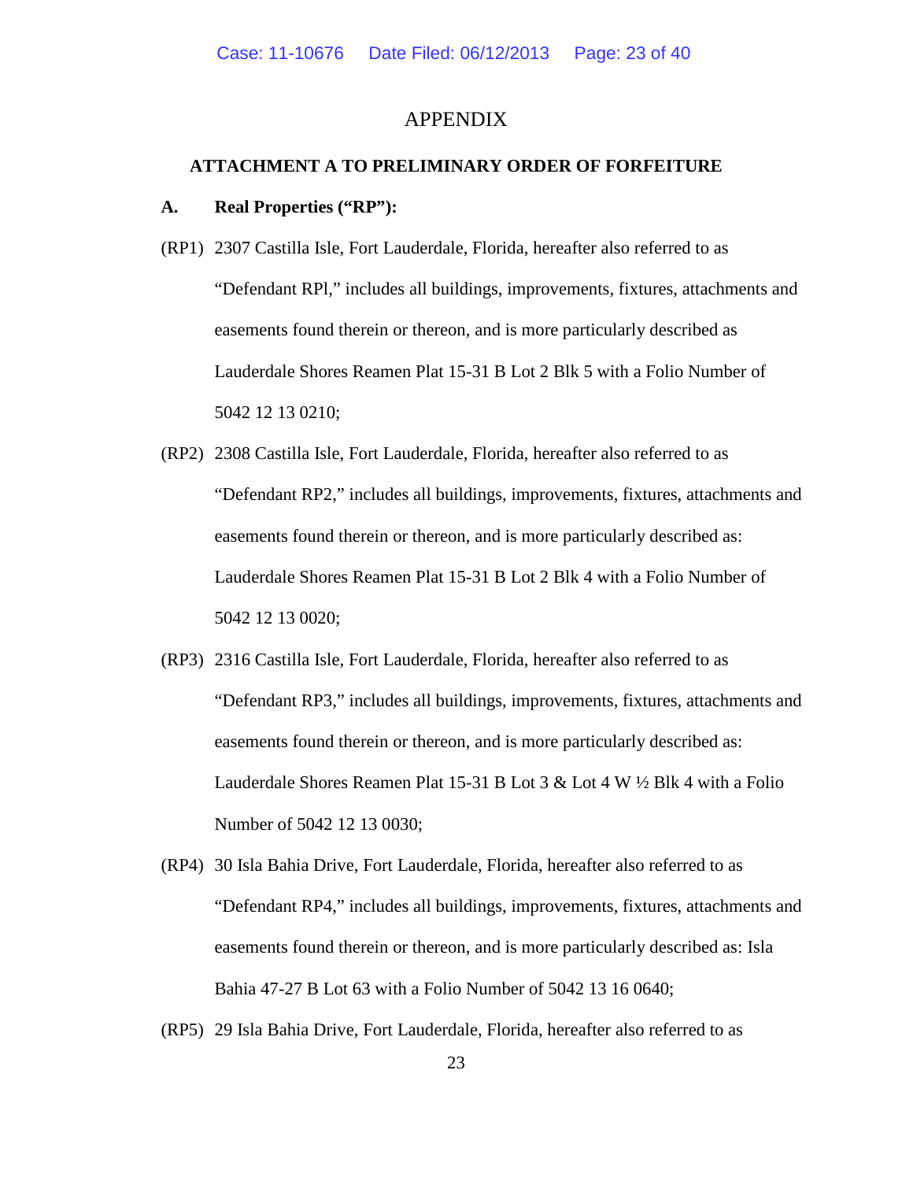# APPENDIX

## ATTACHMENT A TO PRELIMINARY ORDER OF FORFEITURE

**A. Real Properties ("RP"):**

(RP1) 2307 Castilla Isle, Fort Lauderdale, Florida, hereafter also referred to as "Defendant RPl," includes all buildings, improvements, fixtures, attachments and easements found therein or thereon, and is more particularly described as Lauderdale Shores Reamen Plat 15-31 B Lot 2 Blk 5 with a Folio Number of 5042 12 13 0210;

(RP2) 2308 Castilla Isle, Fort Lauderdale, Florida, hereafter also referred to as "Defendant RP2," includes all buildings, improvements, fixtures, attachments and easements found therein or thereon, and is more particularly described as: Lauderdale Shores Reamen Plat 15-31 B Lot 2 Blk 4 with a Folio Number of 5042 12 13 0020;

(RP3) 2316 Castilla Isle, Fort Lauderdale, Florida, hereafter also referred to as "Defendant RP3," includes all buildings, improvements, fixtures, attachments and easements found therein or thereon, and is more particularly described as: Lauderdale Shores Reamen Plat 15-31 B Lot 3 & Lot 4 W ½ Blk 4 with a Folio Number of 5042 12 13 0030;

(RP4) 30 Isla Bahia Drive, Fort Lauderdale, Florida, hereafter also referred to as "Defendant RP4," includes all buildings, improvements, fixtures, attachments and easements found therein or thereon, and is more particularly described as: Isla Bahia 47-27 B Lot 63 with a Folio Number of 5042 13 16 0640;

(RP5) 29 Isla Bahia Drive, Fort Lauderdale, Florida, hereafter also referred to as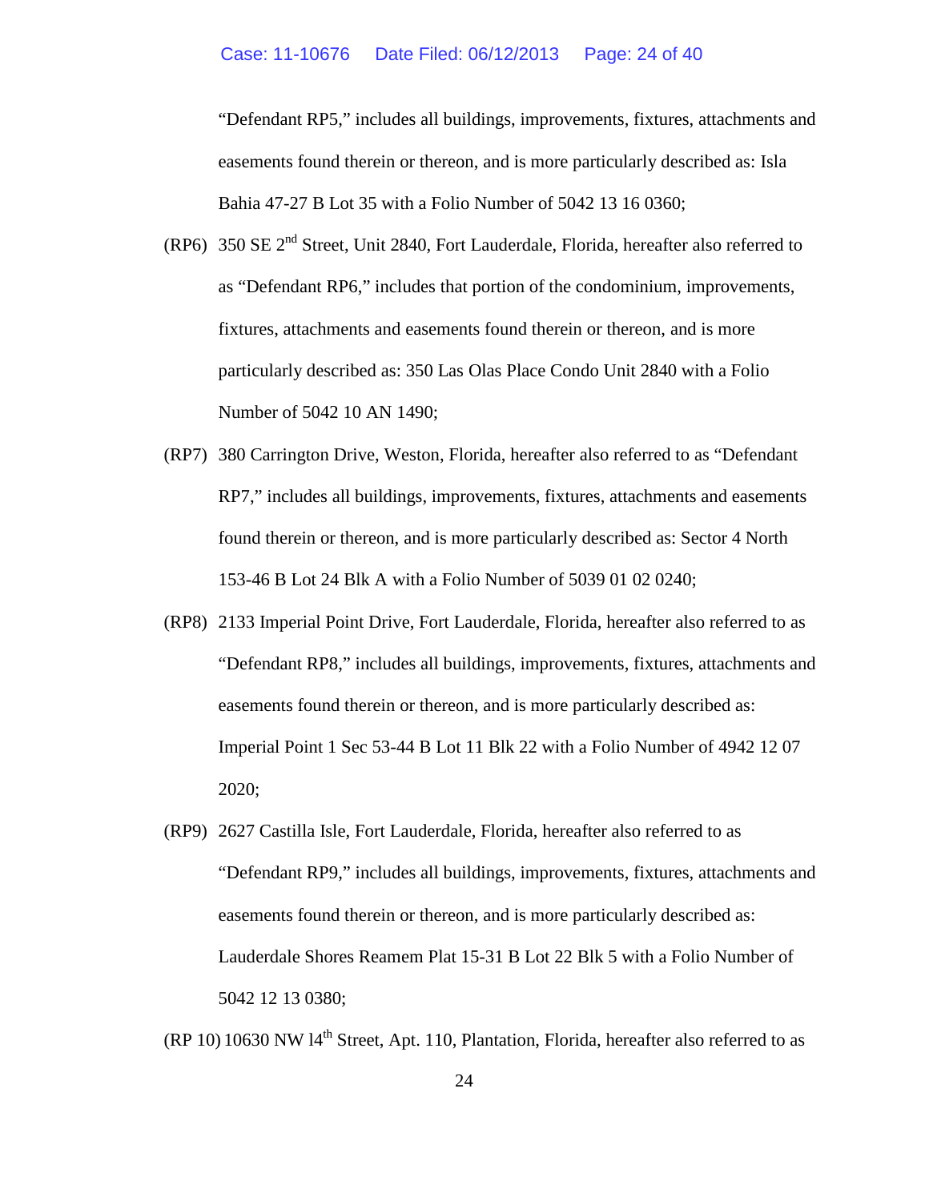"Defendant RP5," includes all buildings, improvements, fixtures, attachments and easements found therein or thereon, and is more particularly described as: Isla Bahia 47-27 B Lot 35 with a Folio Number of 5042 13 16 0360;

(RP6) 350 SE 2nd Street, Unit 2840, Fort Lauderdale, Florida, hereafter also referred to as "Defendant RP6," includes that portion of the condominium, improvements, fixtures, attachments and easements found therein or thereon, and is more particularly described as: 350 Las Olas Place Condo Unit 2840 with a Folio Number of 5042 10 AN 1490;

(RP7) 380 Carrington Drive, Weston, Florida, hereafter also referred to as "Defendant RP7," includes all buildings, improvements, fixtures, attachments and easements found therein or thereon, and is more particularly described as: Sector 4 North 153-46 B Lot 24 Blk A with a Folio Number of 5039 01 02 0240;

(RP8) 2133 Imperial Point Drive, Fort Lauderdale, Florida, hereafter also referred to as "Defendant RP8," includes all buildings, improvements, fixtures, attachments and easements found therein or thereon, and is more particularly described as: Imperial Point 1 Sec 53-44 B Lot 11 Blk 22 with a Folio Number of 4942 12 07 2020;

(RP9) 2627 Castilla Isle, Fort Lauderdale, Florida, hereafter also referred to as "Defendant RP9," includes all buildings, improvements, fixtures, attachments and easements found therein or thereon, and is more particularly described as: Lauderdale Shores Reamem Plat 15-31 B Lot 22 Blk 5 with a Folio Number of 5042 12 13 0380;

(RP 10) 10630 NW l4th Street, Apt. 110, Plantation, Florida, hereafter also referred to as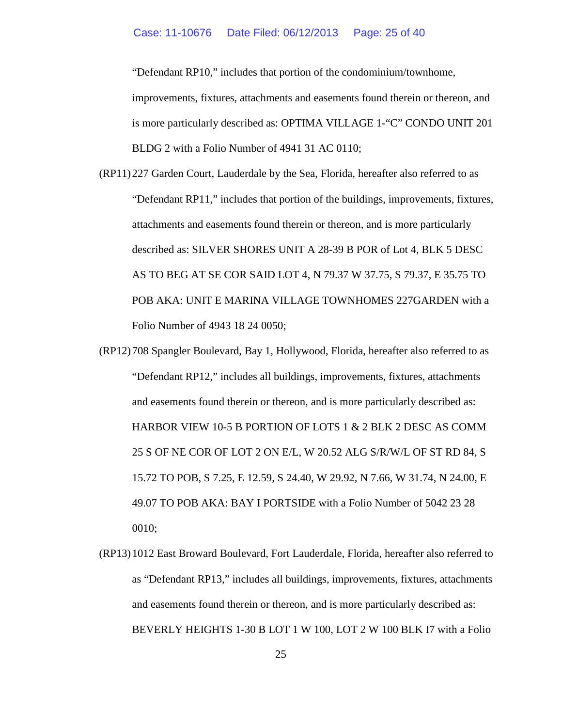"Defendant RP10," includes that portion of the condominium/townhome, improvements, fixtures, attachments and easements found therein or thereon, and is more particularly described as: OPTIMA VILLAGE 1-"C" CONDO UNIT 201 BLDG 2 with a Folio Number of 4941 31 AC 0110;

(RP11) 227 Garden Court, Lauderdale by the Sea, Florida, hereafter also referred to as "Defendant RP11," includes that portion of the buildings, improvements, fixtures, attachments and easements found therein or thereon, and is more particularly described as: SILVER SHORES UNIT A 28-39 B POR of Lot 4, BLK 5 DESC AS TO BEG AT SE COR SAID LOT 4, N 79.37 W 37.75, S 79.37, E 35.75 TO POB AKA: UNIT E MARINA VILLAGE TOWNHOMES 227GARDEN with a Folio Number of 4943 18 24 0050;

(RP12) 708 Spangler Boulevard, Bay 1, Hollywood, Florida, hereafter also referred to as "Defendant RP12," includes all buildings, improvements, fixtures, attachments and easements found therein or thereon, and is more particularly described as: HARBOR VIEW 10-5 B PORTION OF LOTS 1 & 2 BLK 2 DESC AS COMM 25 S OF NE COR OF LOT 2 ON E/L, W 20.52 ALG S/R/W/L OF ST RD 84, S 15.72 TO POB, S 7.25, E 12.59, S 24.40, W 29.92, N 7.66, W 31.74, N 24.00, E 49.07 TO POB AKA: BAY I PORTSIDE with a Folio Number of 5042 23 28 0010;

(RP13) 1012 East Broward Boulevard, Fort Lauderdale, Florida, hereafter also referred to as "Defendant RP13," includes all buildings, improvements, fixtures, attachments and easements found therein or thereon, and is more particularly described as: BEVERLY HEIGHTS 1-30 B LOT 1 W 100, LOT 2 W 100 BLK I7 with a Folio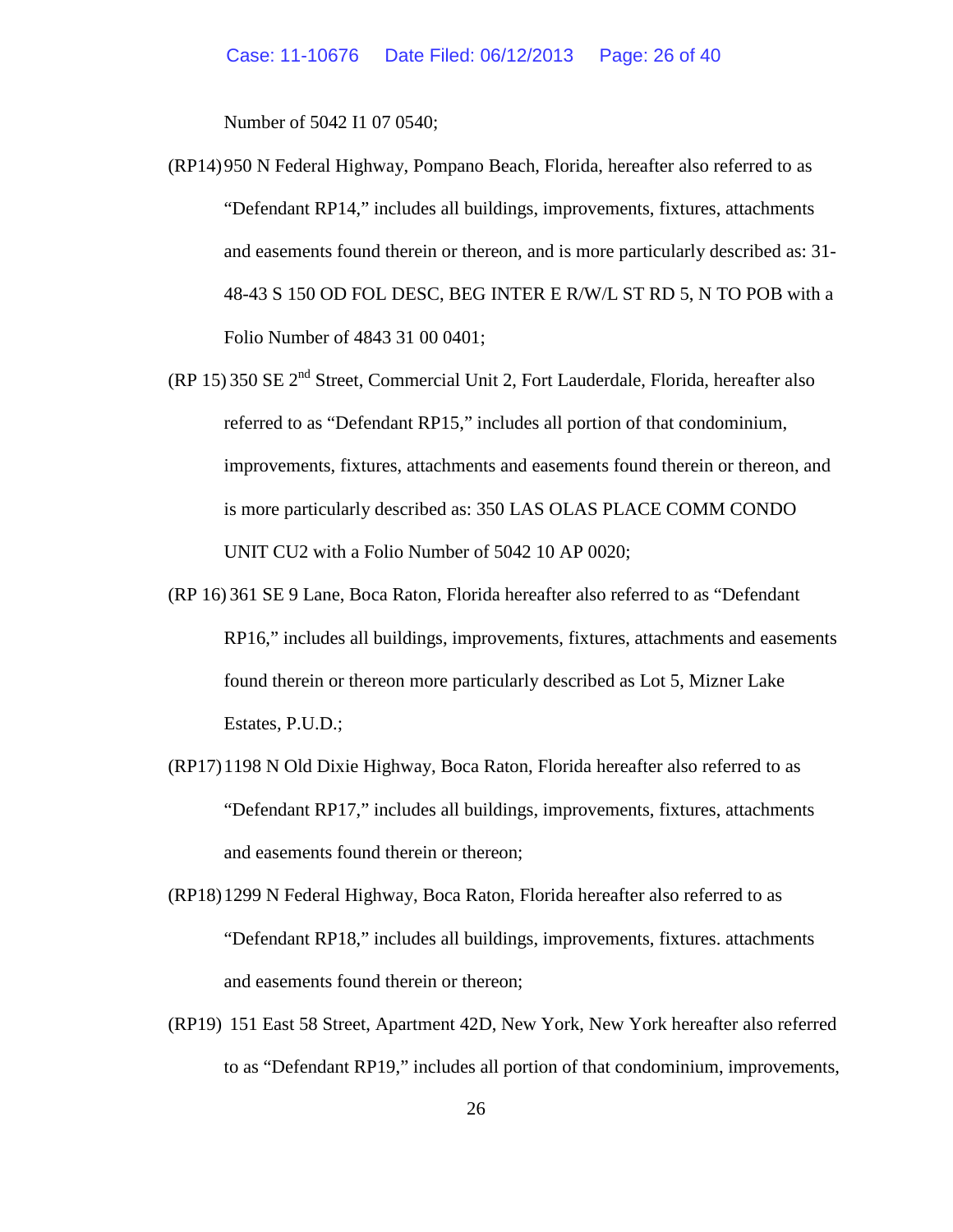Number of 5042 I1 07 0540;

(RP14) 950 N Federal Highway, Pompano Beach, Florida, hereafter also referred to as "Defendant RP14," includes all buildings, improvements, fixtures, attachments and easements found therein or thereon, and is more particularly described as: 31-48-43 S 150 OD FOL DESC, BEG INTER E R/W/L ST RD 5, N TO POB with a Folio Number of 4843 31 00 0401;

(RP 15) 350 SE 2nd Street, Commercial Unit 2, Fort Lauderdale, Florida, hereafter also referred to as "Defendant RP15," includes all portion of that condominium, improvements, fixtures, attachments and easements found therein or thereon, and is more particularly described as: 350 LAS OLAS PLACE COMM CONDO UNIT CU2 with a Folio Number of 5042 10 AP 0020;

(RP 16) 361 SE 9 Lane, Boca Raton, Florida hereafter also referred to as "Defendant RP16," includes all buildings, improvements, fixtures, attachments and easements found therein or thereon more particularly described as Lot 5, Mizner Lake Estates, P.U.D.;

(RP17) 1198 N Old Dixie Highway, Boca Raton, Florida hereafter also referred to as "Defendant RP17," includes all buildings, improvements, fixtures, attachments and easements found therein or thereon;

(RP18) 1299 N Federal Highway, Boca Raton, Florida hereafter also referred to as "Defendant RP18," includes all buildings, improvements, fixtures. attachments and easements found therein or thereon;

(RP19) 151 East 58 Street, Apartment 42D, New York, New York hereafter also referred to as "Defendant RP19," includes all portion of that condominium, improvements,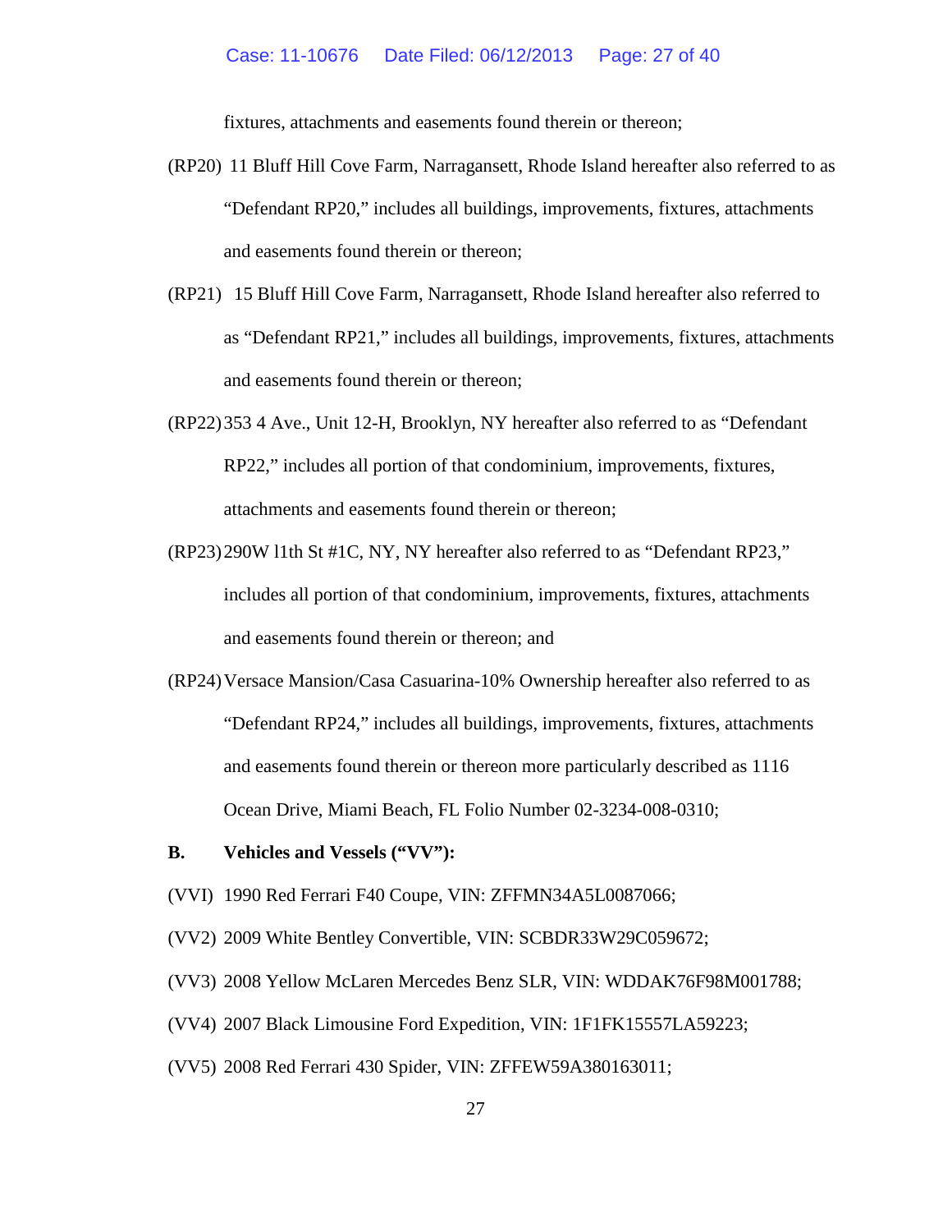fixtures, attachments and easements found therein or thereon;

(RP20) 11 Bluff Hill Cove Farm, Narragansett, Rhode Island hereafter also referred to as "Defendant RP20," includes all buildings, improvements, fixtures, attachments and easements found therein or thereon;

(RP21) 15 Bluff Hill Cove Farm, Narragansett, Rhode Island hereafter also referred to as "Defendant RP21," includes all buildings, improvements, fixtures, attachments and easements found therein or thereon;

(RP22) 353 4 Ave., Unit 12-H, Brooklyn, NY hereafter also referred to as "Defendant RP22," includes all portion of that condominium, improvements, fixtures, attachments and easements found therein or thereon;

(RP23) 290W l1th St #1C, NY, NY hereafter also referred to as "Defendant RP23," includes all portion of that condominium, improvements, fixtures, attachments and easements found therein or thereon; and

(RP24) Versace Mansion/Casa Casuarina-10% Ownership hereafter also referred to as "Defendant RP24," includes all buildings, improvements, fixtures, attachments and easements found therein or thereon more particularly described as 1116 Ocean Drive, Miami Beach, FL Folio Number 02-3234-008-0310;

**B. Vehicles and Vessels ("VV"):**

(VVI) 1990 Red Ferrari F40 Coupe, VIN: ZFFMN34A5L0087066;

(VV2) 2009 White Bentley Convertible, VIN: SCBDR33W29C059672;

(VV3) 2008 Yellow McLaren Mercedes Benz SLR, VIN: WDDAK76F98M001788;

(VV4) 2007 Black Limousine Ford Expedition, VIN: 1F1FK15557LA59223;

(VV5) 2008 Red Ferrari 430 Spider, VIN: ZFFEW59A380163011;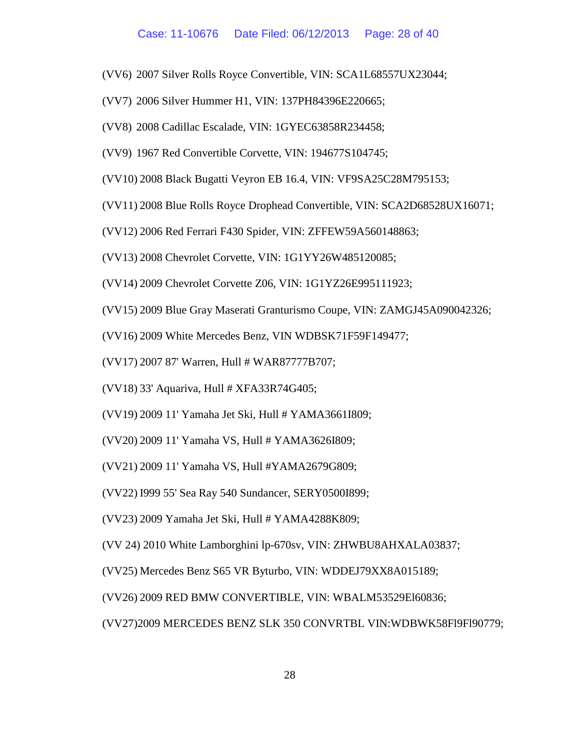(VV6) 2007 Silver Rolls Royce Convertible, VIN: SCA1L68557UX23044;

(VV7) 2006 Silver Hummer H1, VIN: 137PH84396E220665;

(VV8) 2008 Cadillac Escalade, VIN: 1GYEC63858R234458;

(VV9) 1967 Red Convertible Corvette, VIN: 194677S104745;

(VV10) 2008 Black Bugatti Veyron EB 16.4, VIN: VF9SA25C28M795153;

(VV11) 2008 Blue Rolls Royce Drophead Convertible, VIN: SCA2D68528UX16071;

(VV12) 2006 Red Ferrari F430 Spider, VIN: ZFFEW59A560148863;

(VV13) 2008 Chevrolet Corvette, VIN: 1G1YY26W485120085;

(VV14) 2009 Chevrolet Corvette Z06, VIN: 1G1YZ26E995111923;

(VV15) 2009 Blue Gray Maserati Granturismo Coupe, VIN: ZAMGJ45A090042326;

(VV16) 2009 White Mercedes Benz, VIN WDBSK71F59F149477;

(VV17) 2007 87' Warren, Hull # WAR87777B707;

(VV18) 33' Aquariva, Hull # XFA33R74G405;

(VV19) 2009 11' Yamaha Jet Ski, Hull # YAMA3661I809;

(VV20) 2009 11' Yamaha VS, Hull # YAMA3626I809;

(VV21) 2009 11' Yamaha VS, Hull #YAMA2679G809;

(VV22) I999 55' Sea Ray 540 Sundancer, SERY0500I899;

(VV23) 2009 Yamaha Jet Ski, Hull # YAMA4288K809;

(VV 24) 2010 White Lamborghini lp-670sv, VIN: ZHWBU8AHXALA03837;

(VV25) Mercedes Benz S65 VR Byturbo, VIN: WDDEJ79XX8A015189;

(VV26) 2009 RED BMW CONVERTIBLE, VIN: WBALM53529El60836;

(VV27)2009 MERCEDES BENZ SLK 350 CONVRTBL VIN:WDBWK58Fl9Fl90779;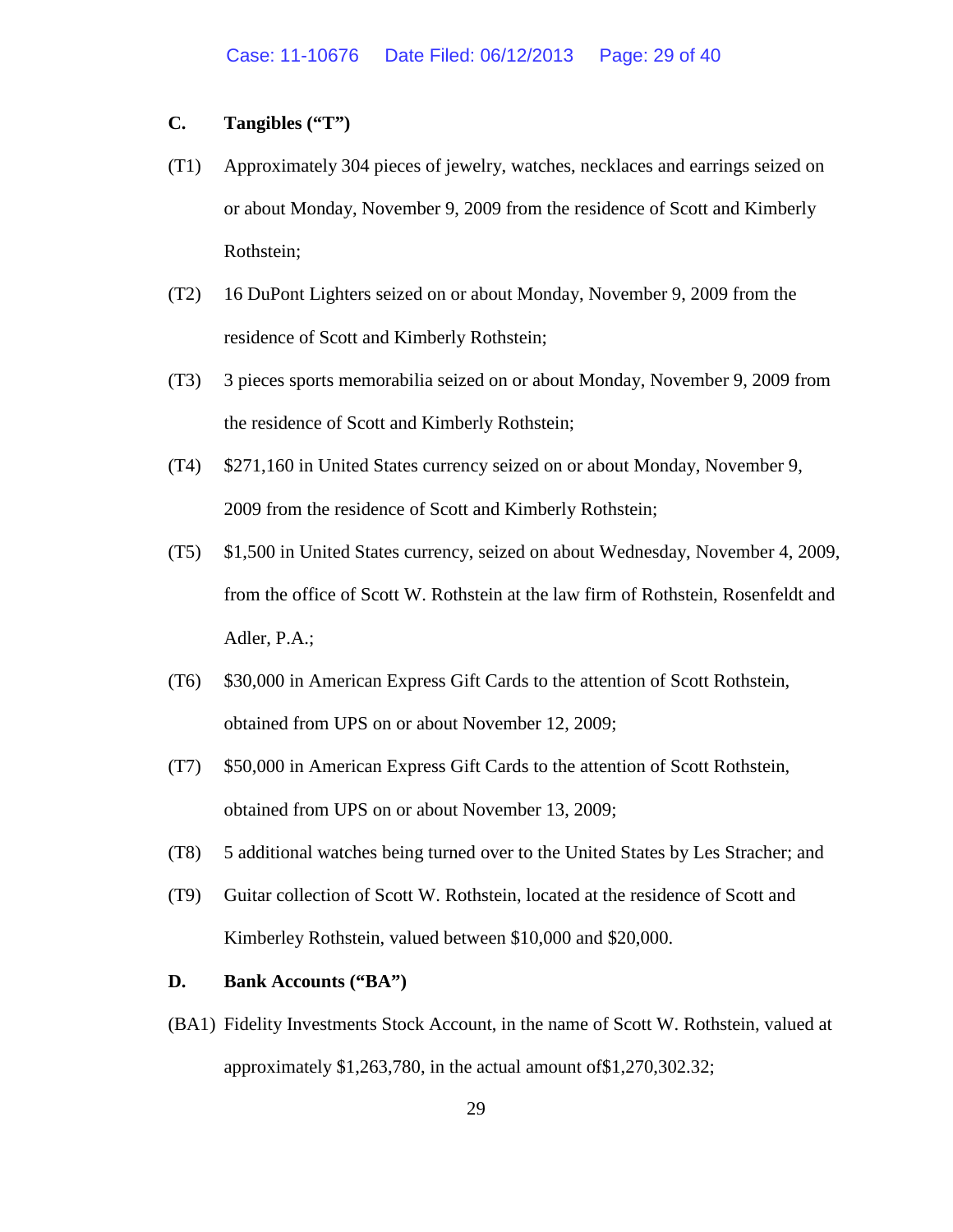**C. Tangibles ("T")**

(T1) Approximately 304 pieces of jewelry, watches, necklaces and earrings seized on or about Monday, November 9, 2009 from the residence of Scott and Kimberly Rothstein;

(T2) 16 DuPont Lighters seized on or about Monday, November 9, 2009 from the residence of Scott and Kimberly Rothstein;

(T3) 3 pieces sports memorabilia seized on or about Monday, November 9, 2009 from the residence of Scott and Kimberly Rothstein;

(T4) $271,160 in United States currency seized on or about Monday, November 9, 2009 from the residence of Scott and Kimberly Rothstein;

(T5) $1,500 in United States currency, seized on about Wednesday, November 4, 2009, from the office of Scott W. Rothstein at the law firm of Rothstein, Rosenfeldt and Adler, P.A.;

(T6) $30,000 in American Express Gift Cards to the attention of Scott Rothstein, obtained from UPS on or about November 12, 2009;

(T7) $50,000 in American Express Gift Cards to the attention of Scott Rothstein, obtained from UPS on or about November 13, 2009;

(T8) 5 additional watches being turned over to the United States by Les Stracher; and

(T9) Guitar collection of Scott W. Rothstein, located at the residence of Scott and Kimberley Rothstein, valued between $10,000 and $20,000.

**D. Bank Accounts ("BA")**

(BA1) Fidelity Investments Stock Account, in the name of Scott W. Rothstein, valued at approximately $1,263,780, in the actual amount of$1,270,302.32;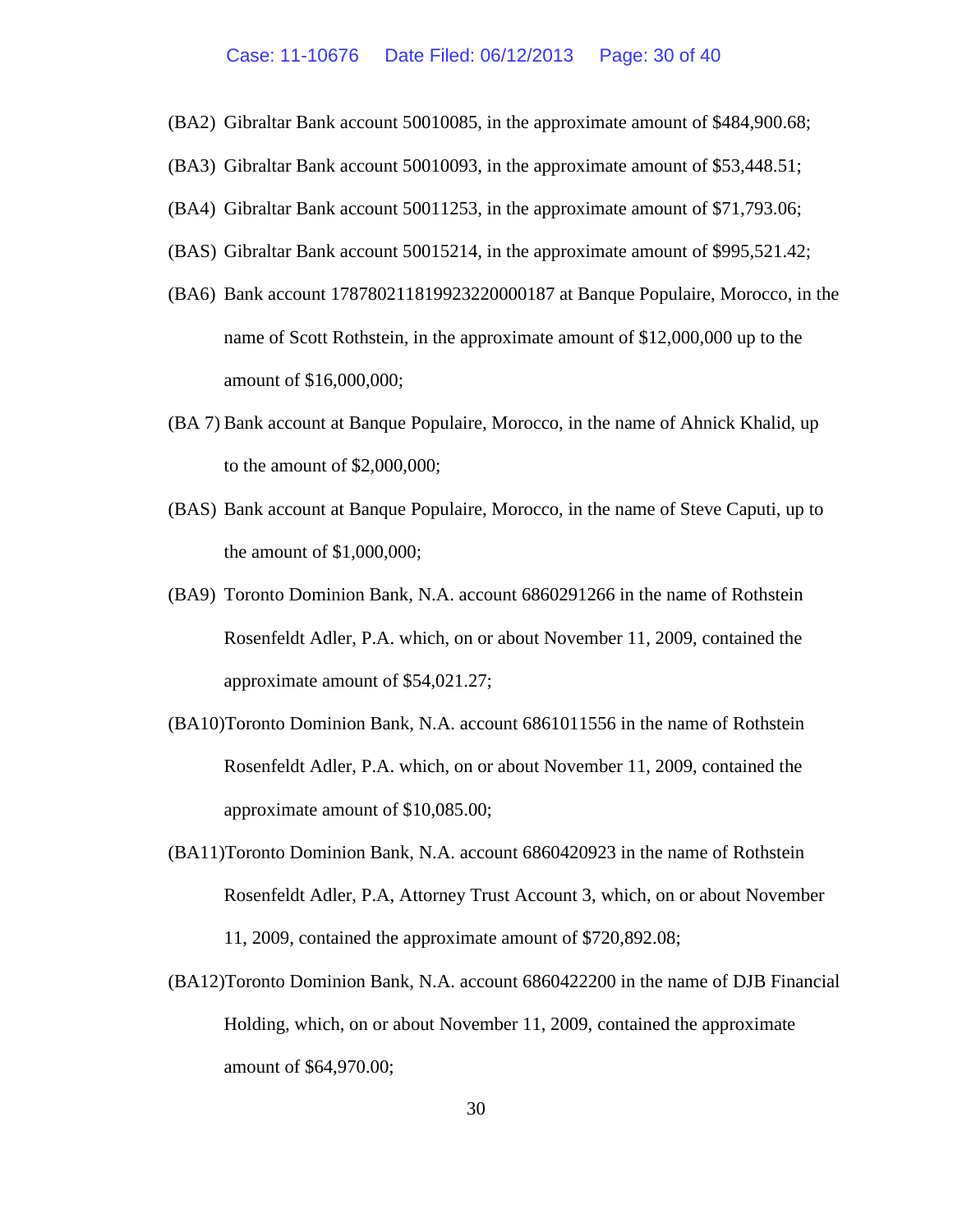(BA2) Gibraltar Bank account 50010085, in the approximate amount of $484,900.68;

(BA3) Gibraltar Bank account 50010093, in the approximate amount of $53,448.51;

(BA4) Gibraltar Bank account 50011253, in the approximate amount of $71,793.06;

(BAS) Gibraltar Bank account 50015214, in the approximate amount of $995,521.42;

(BA6) Bank account 17878021181992322000018​7 at Banque Populaire, Morocco, in the name of Scott Rothstein, in the approximate amount of $12,000,000 up to the amount of $16,000,000;

(BA 7) Bank account at Banque Populaire, Morocco, in the name of Ahnick Khalid, up to the amount of $2,000,000;

(BAS) Bank account at Banque Populaire, Morocco, in the name of Steve Caputi, up to the amount of $1,000,000;

(BA9) Toronto Dominion Bank, N.A. account 6860291266 in the name of Rothstein Rosenfeldt Adler, P.A. which, on or about November 11, 2009, contained the approximate amount of $54,021.27;

(BA10) Toronto Dominion Bank, N.A. account 6861011556 in the name of Rothstein Rosenfeldt Adler, P.A. which, on or about November 11, 2009, contained the approximate amount of $10,085.00;

(BA11) Toronto Dominion Bank, N.A. account 6860420923 in the name of Rothstein Rosenfeldt Adler, P.A, Attorney Trust Account 3, which, on or about November 11, 2009, contained the approximate amount of $720,892.08;

(BA12) Toronto Dominion Bank, N.A. account 6860422200 in the name of DJB Financial Holding, which, on or about November 11, 2009, contained the approximate amount of $64,970.00;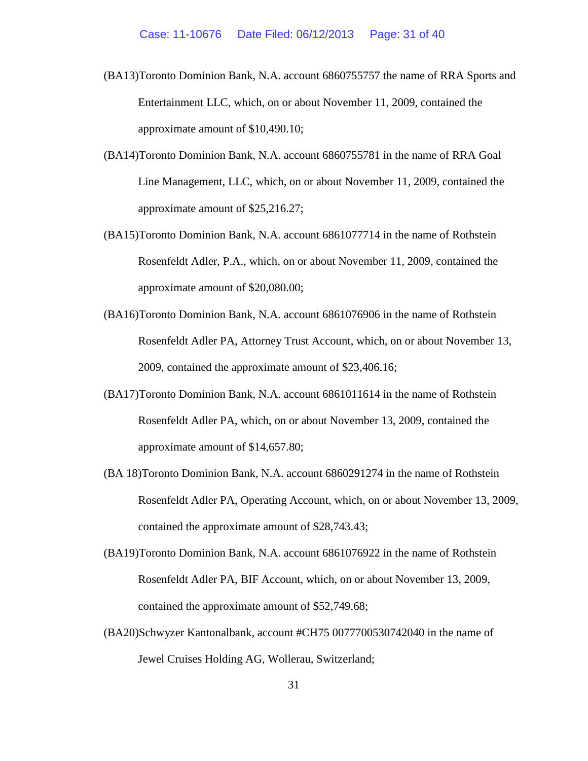(BA13)Toronto Dominion Bank, N.A. account 6860755757 the name of RRA Sports and Entertainment LLC, which, on or about November 11, 2009, contained the approximate amount of $10,490.10;

(BA14)Toronto Dominion Bank, N.A. account 6860755781 in the name of RRA Goal Line Management, LLC, which, on or about November 11, 2009, contained the approximate amount of $25,216.27;

(BA15)Toronto Dominion Bank, N.A. account 6861077714 in the name of Rothstein Rosenfeldt Adler, P.A., which, on or about November 11, 2009, contained the approximate amount of $20,080.00;

(BA16)Toronto Dominion Bank, N.A. account 6861076906 in the name of Rothstein Rosenfeldt Adler PA, Attorney Trust Account, which, on or about November 13, 2009, contained the approximate amount of $23,406.16;

(BA17)Toronto Dominion Bank, N.A. account 6861011614 in the name of Rothstein Rosenfeldt Adler PA, which, on or about November 13, 2009, contained the approximate amount of $14,657.80;

(BA 18)Toronto Dominion Bank, N.A. account 6860291274 in the name of Rothstein Rosenfeldt Adler PA, Operating Account, which, on or about November 13, 2009, contained the approximate amount of $28,743.43;

(BA19)Toronto Dominion Bank, N.A. account 6861076922 in the name of Rothstein Rosenfeldt Adler PA, BIF Account, which, on or about November 13, 2009, contained the approximate amount of $52,749.68;

(BA20)Schwyzer Kantonalbank, account #CH75 0077700530742040 in the name of Jewel Cruises Holding AG, Wollerau, Switzerland;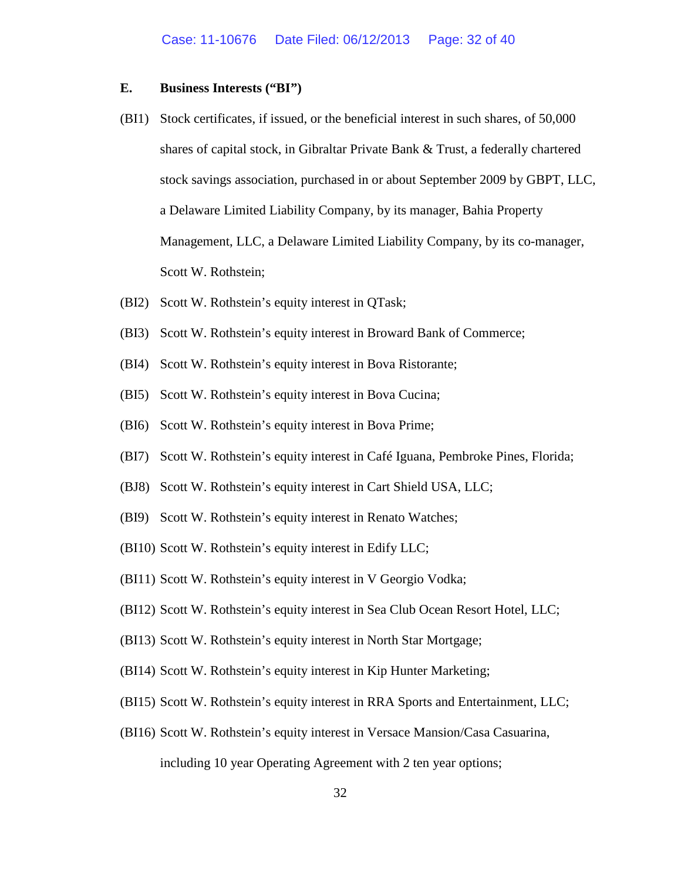### E. Business Interests ("BI")

(BI1) Stock certificates, if issued, or the beneficial interest in such shares, of 50,000 shares of capital stock, in Gibraltar Private Bank & Trust, a federally chartered stock savings association, purchased in or about September 2009 by GBPT, LLC, a Delaware Limited Liability Company, by its manager, Bahia Property Management, LLC, a Delaware Limited Liability Company, by its co-manager, Scott W. Rothstein;

(BI2) Scott W. Rothstein's equity interest in QTask;

(BI3) Scott W. Rothstein's equity interest in Broward Bank of Commerce;

(BI4) Scott W. Rothstein's equity interest in Bova Ristorante;

(BI5) Scott W. Rothstein's equity interest in Bova Cucina;

(BI6) Scott W. Rothstein's equity interest in Bova Prime;

(BI7) Scott W. Rothstein's equity interest in Café Iguana, Pembroke Pines, Florida;

(BJ8) Scott W. Rothstein's equity interest in Cart Shield USA, LLC;

(BI9) Scott W. Rothstein's equity interest in Renato Watches;

(BI10) Scott W. Rothstein's equity interest in Edify LLC;

(BI11) Scott W. Rothstein's equity interest in V Georgio Vodka;

(BI12) Scott W. Rothstein's equity interest in Sea Club Ocean Resort Hotel, LLC;

(BI13) Scott W. Rothstein's equity interest in North Star Mortgage;

(BI14) Scott W. Rothstein's equity interest in Kip Hunter Marketing;

(BI15) Scott W. Rothstein's equity interest in RRA Sports and Entertainment, LLC;

(BI16) Scott W. Rothstein's equity interest in Versace Mansion/Casa Casuarina, including 10 year Operating Agreement with 2 ten year options;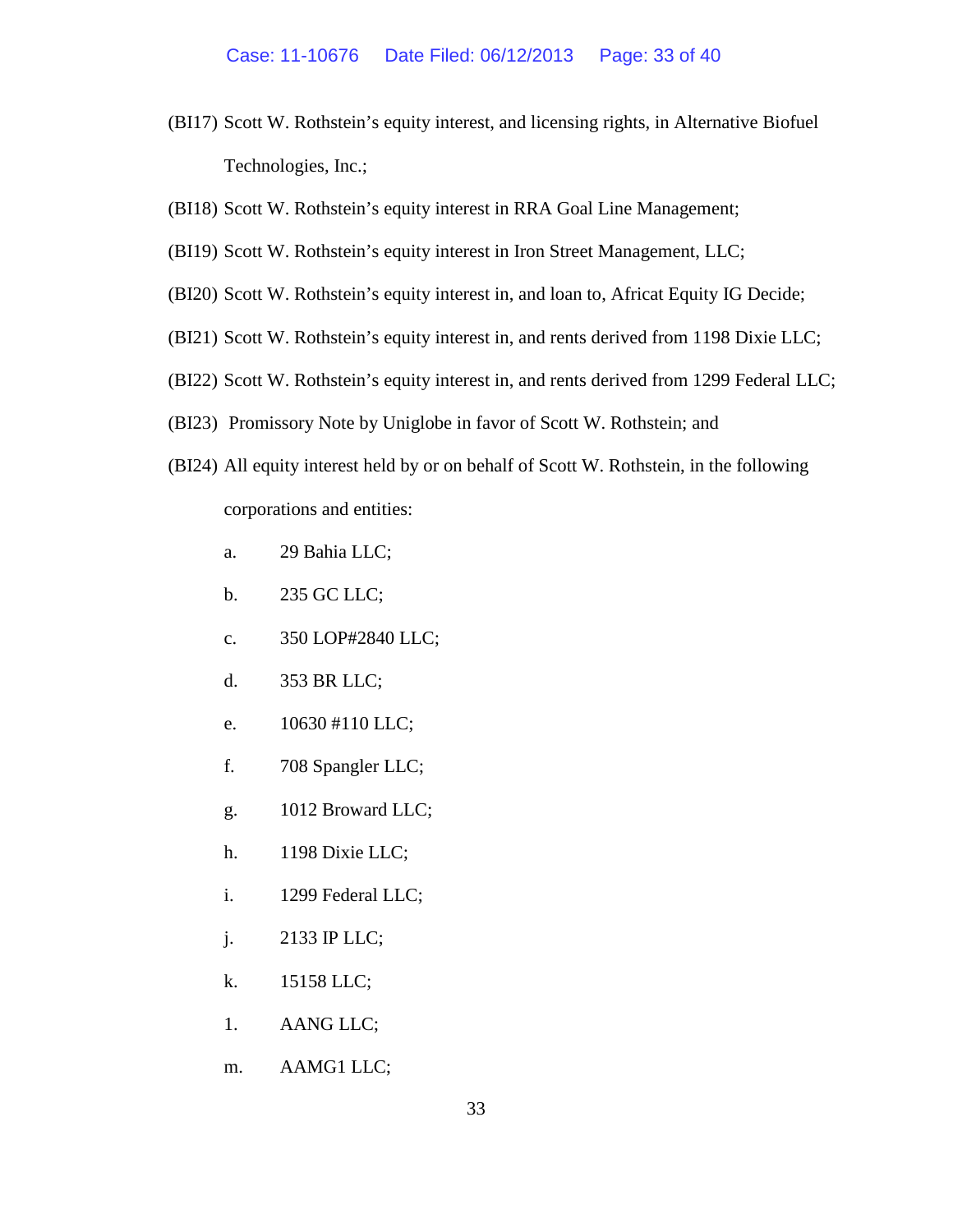(BI17) Scott W. Rothstein's equity interest, and licensing rights, in Alternative Biofuel Technologies, Inc.;

(BI18) Scott W. Rothstein's equity interest in RRA Goal Line Management;

(BI19) Scott W. Rothstein's equity interest in Iron Street Management, LLC;

(BI20) Scott W. Rothstein's equity interest in, and loan to, Africat Equity IG Decide;

(BI21) Scott W. Rothstein's equity interest in, and rents derived from 1198 Dixie LLC;

(BI22) Scott W. Rothstein's equity interest in, and rents derived from 1299 Federal LLC;

(BI23) Promissory Note by Uniglobe in favor of Scott W. Rothstein; and

(BI24) All equity interest held by or on behalf of Scott W. Rothstein, in the following corporations and entities:

a. 29 Bahia LLC;

b. 235 GC LLC;

c. 350 LOP#2840 LLC;

d. 353 BR LLC;

e. 10630 #110 LLC;

f. 708 Spangler LLC;

g. 1012 Broward LLC;

h. 1198 Dixie LLC;

i. 1299 Federal LLC;

j. 2133 IP LLC;

k. 15158 LLC;

1. AANG LLC;

m. AAMG1 LLC;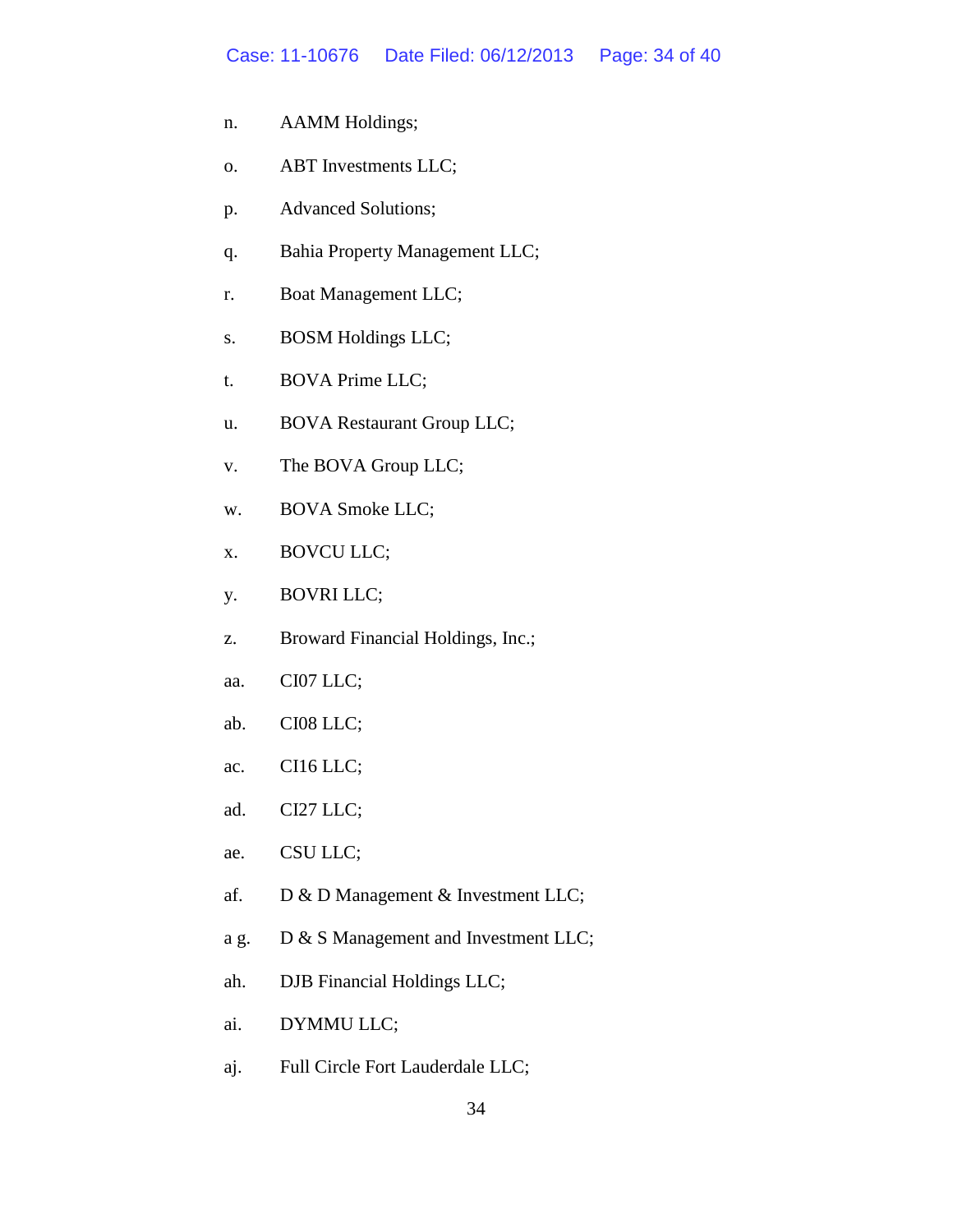n. AAMM Holdings;

o. ABT Investments LLC;

p. Advanced Solutions;

q. Bahia Property Management LLC;

r. Boat Management LLC;

s. BOSM Holdings LLC;

t. BOVA Prime LLC;

u. BOVA Restaurant Group LLC;

v. The BOVA Group LLC;

w. BOVA Smoke LLC;

x. BOVCU LLC;

y. BOVRI LLC;

z. Broward Financial Holdings, Inc.;

aa. CI07 LLC;

ab. CI08 LLC;

ac. CI16 LLC;

ad. CI27 LLC;

ae. CSU LLC;

af. D & D Management & Investment LLC;

a g. D & S Management and Investment LLC;

ah. DJB Financial Holdings LLC;

ai. DYMMU LLC;

aj. Full Circle Fort Lauderdale LLC;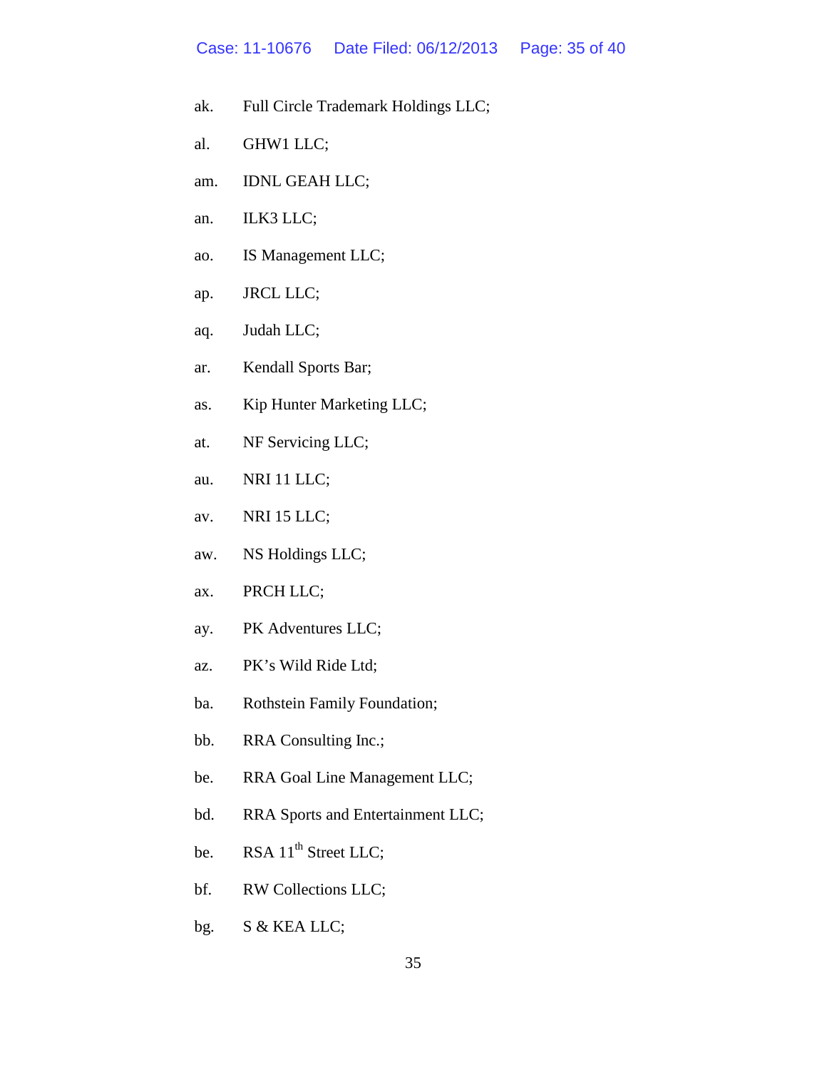ak. Full Circle Trademark Holdings LLC;

al. GHW1 LLC;

am. IDNL GEAH LLC;

an. ILK3 LLC;

ao. IS Management LLC;

ap. JRCL LLC;

aq. Judah LLC;

ar. Kendall Sports Bar;

as. Kip Hunter Marketing LLC;

at. NF Servicing LLC;

au. NRI 11 LLC;

av. NRI 15 LLC;

aw. NS Holdings LLC;

ax. PRCH LLC;

ay. PK Adventures LLC;

az. PK's Wild Ride Ltd;

ba. Rothstein Family Foundation;

bb. RRA Consulting Inc.;

be. RRA Goal Line Management LLC;

bd. RRA Sports and Entertainment LLC;

be. RSA 11th Street LLC;

bf. RW Collections LLC;

bg. S & KEA LLC;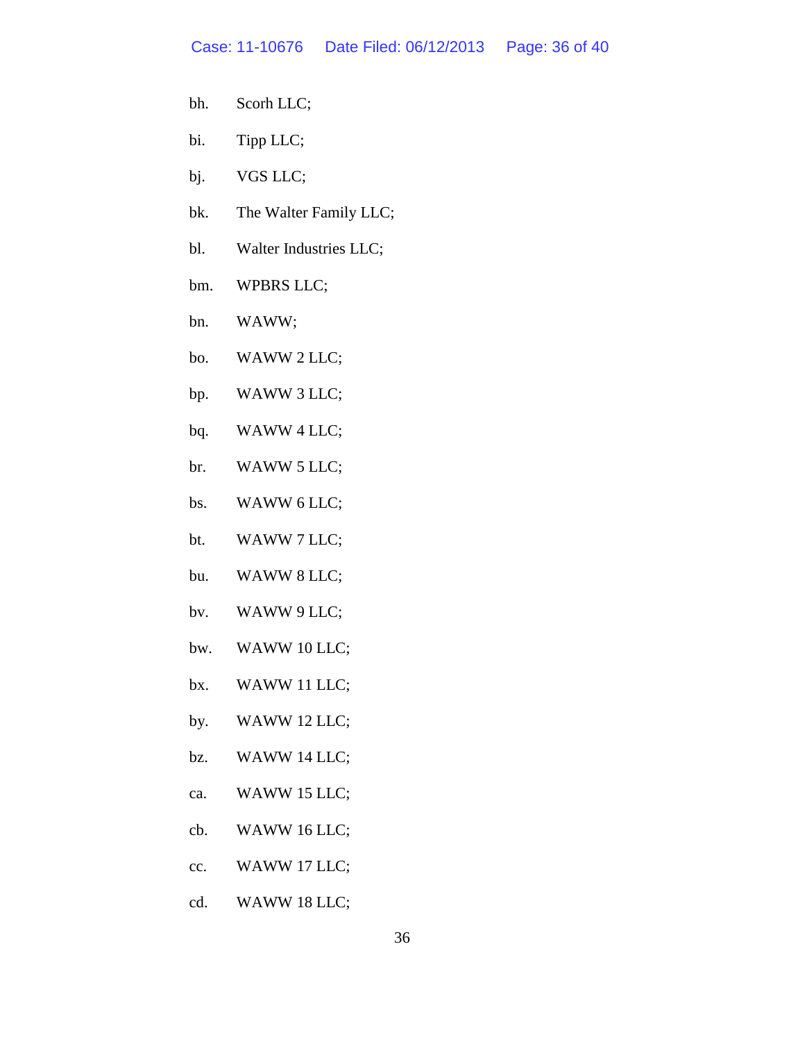bh. Scorh LLC;

bi. Tipp LLC;

bj. VGS LLC;

bk. The Walter Family LLC;

bl. Walter Industries LLC;

bm. WPBRS LLC;

bn. WAWW;

bo. WAWW 2 LLC;

bp. WAWW 3 LLC;

bq. WAWW 4 LLC;

br. WAWW 5 LLC;

bs. WAWW 6 LLC;

bt. WAWW 7 LLC;

bu. WAWW 8 LLC;

bv. WAWW 9 LLC;

bw. WAWW 10 LLC;

bx. WAWW 11 LLC;

by. WAWW 12 LLC;

bz. WAWW 14 LLC;

ca. WAWW 15 LLC;

cb. WAWW 16 LLC;

cc. WAWW 17 LLC;

cd. WAWW 18 LLC;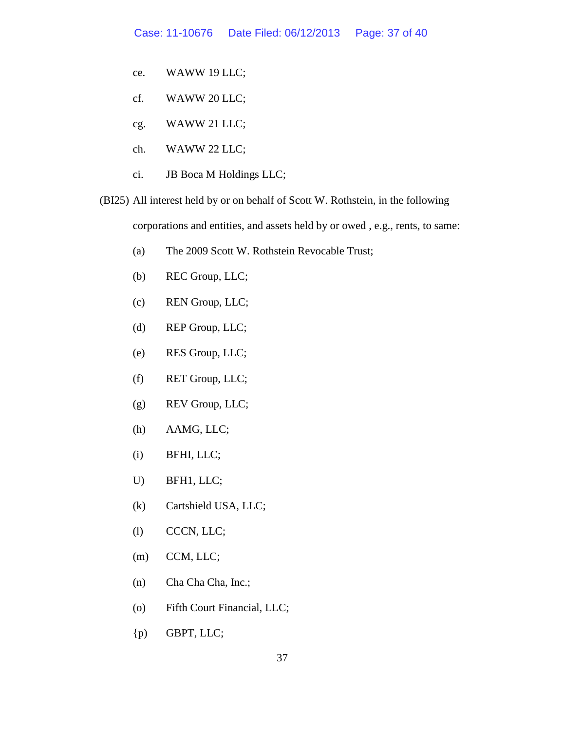ce. WAWW 19 LLC;

cf. WAWW 20 LLC;

cg. WAWW 21 LLC;

ch. WAWW 22 LLC;

ci. JB Boca M Holdings LLC;

(BI25) All interest held by or on behalf of Scott W. Rothstein, in the following corporations and entities, and assets held by or owed , e.g., rents, to same:

(a) The 2009 Scott W. Rothstein Revocable Trust;

(b) REC Group, LLC;

(c) REN Group, LLC;

(d) REP Group, LLC;

(e) RES Group, LLC;

(f) RET Group, LLC;

(g) REV Group, LLC;

(h) AAMG, LLC;

(i) BFHI, LLC;

U) BFH1, LLC;

(k) Cartshield USA, LLC;

(l) CCCN, LLC;

(m) CCM, LLC;

(n) Cha Cha Cha, Inc.;

(o) Fifth Court Financial, LLC;

{p) GBPT, LLC;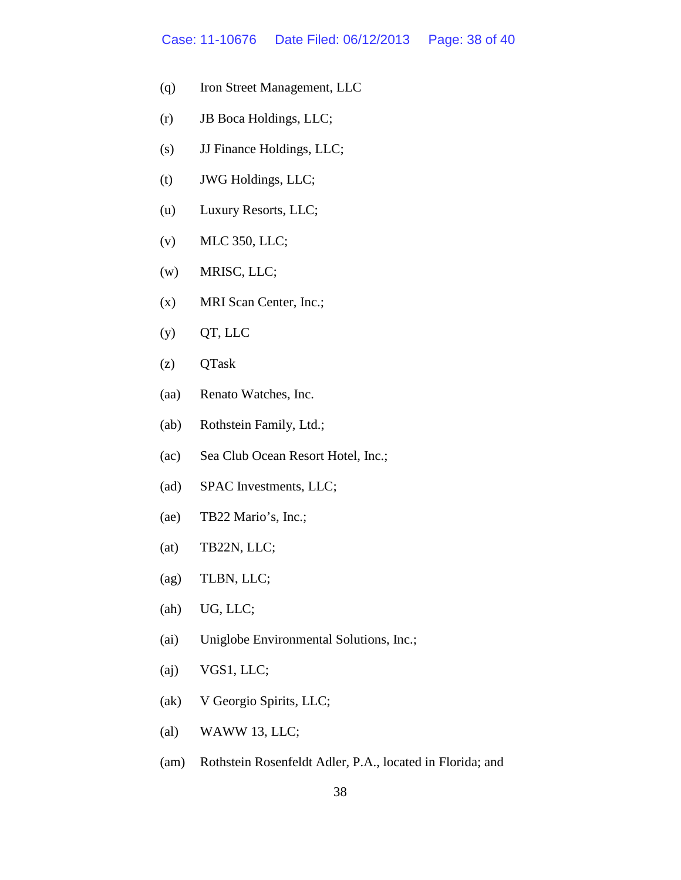(q) Iron Street Management, LLC

(r) JB Boca Holdings, LLC;

(s) JJ Finance Holdings, LLC;

(t) JWG Holdings, LLC;

(u) Luxury Resorts, LLC;

(v) MLC 350, LLC;

(w) MRISC, LLC;

(x) MRI Scan Center, Inc.;

(y) QT, LLC

(z) QTask

(aa) Renato Watches, Inc.

(ab) Rothstein Family, Ltd.;

(ac) Sea Club Ocean Resort Hotel, Inc.;

(ad) SPAC Investments, LLC;

(ae) TB22 Mario's, Inc.;

(at) TB22N, LLC;

(ag) TLBN, LLC;

(ah) UG, LLC;

(ai) Uniglobe Environmental Solutions, Inc.;

(aj) VGS1, LLC;

(ak) V Georgio Spirits, LLC;

(al) WAWW 13, LLC;

(am) Rothstein Rosenfeldt Adler, P.A., located in Florida; and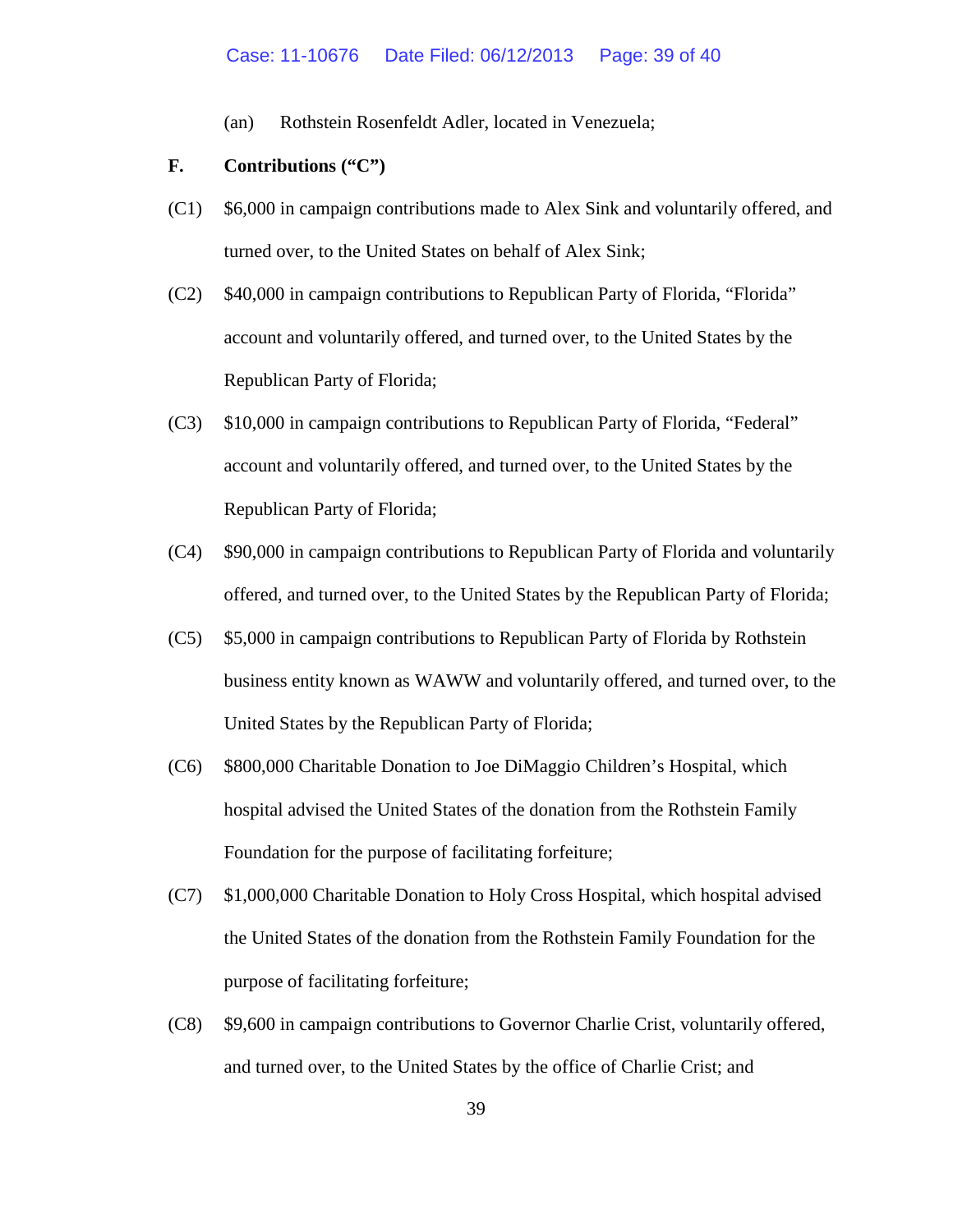(an) Rothstein Rosenfeldt Adler, located in Venezuela;

**F. Contributions ("C")**

(C1) $6,000 in campaign contributions made to Alex Sink and voluntarily offered, and turned over, to the United States on behalf of Alex Sink;

(C2) $40,000 in campaign contributions to Republican Party of Florida, "Florida" account and voluntarily offered, and turned over, to the United States by the Republican Party of Florida;

(C3) $10,000 in campaign contributions to Republican Party of Florida, "Federal" account and voluntarily offered, and turned over, to the United States by the Republican Party of Florida;

(C4) $90,000 in campaign contributions to Republican Party of Florida and voluntarily offered, and turned over, to the United States by the Republican Party of Florida;

(C5) $5,000 in campaign contributions to Republican Party of Florida by Rothstein business entity known as WAWW and voluntarily offered, and turned over, to the United States by the Republican Party of Florida;

(C6) $800,000 Charitable Donation to Joe DiMaggio Children's Hospital, which hospital advised the United States of the donation from the Rothstein Family Foundation for the purpose of facilitating forfeiture;

(C7) $1,000,000 Charitable Donation to Holy Cross Hospital, which hospital advised the United States of the donation from the Rothstein Family Foundation for the purpose of facilitating forfeiture;

(C8) $9,600 in campaign contributions to Governor Charlie Crist, voluntarily offered, and turned over, to the United States by the office of Charlie Crist; and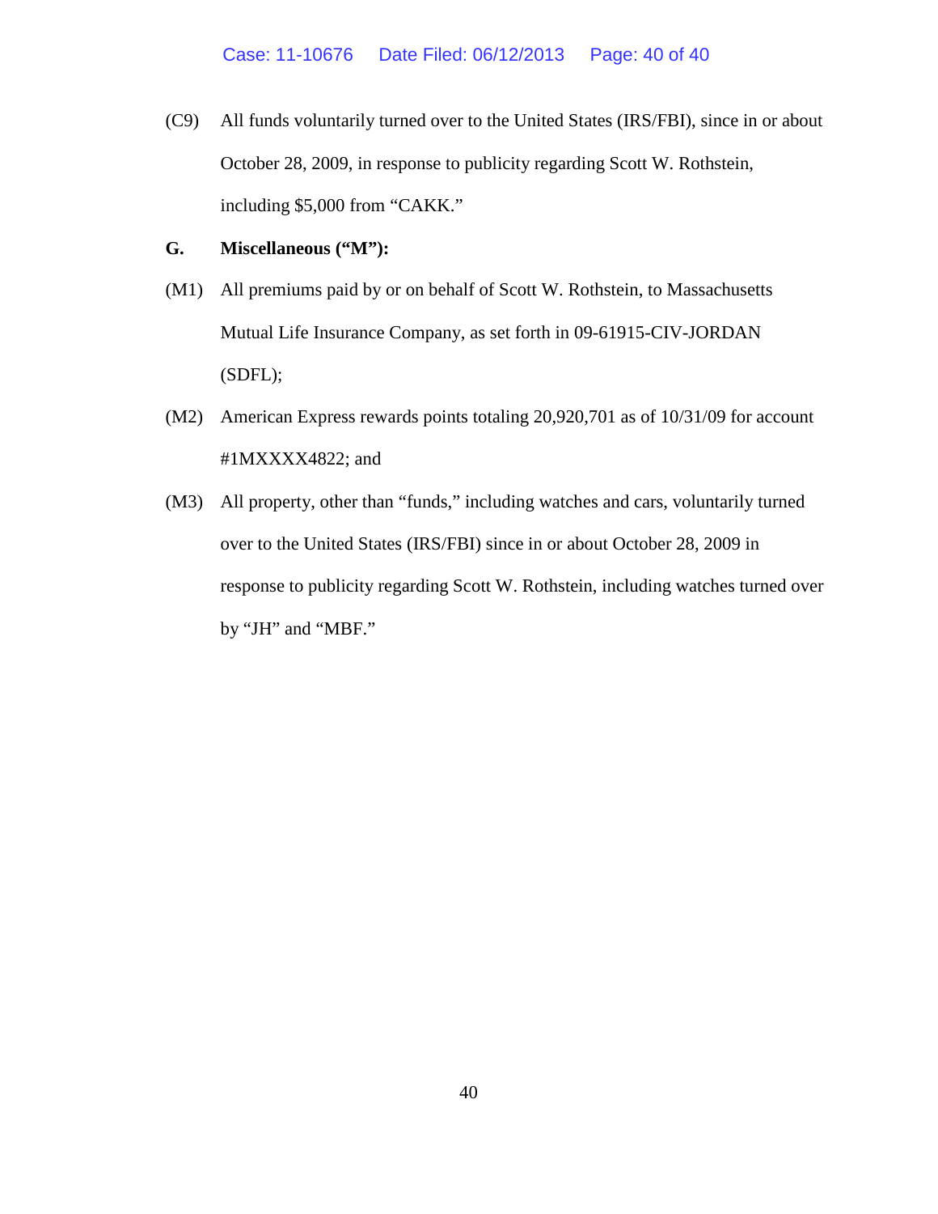(C9) All funds voluntarily turned over to the United States (IRS/FBI), since in or about October 28, 2009, in response to publicity regarding Scott W. Rothstein, including $5,000 from "CAKK."

**G. Miscellaneous ("M"):**

(M1) All premiums paid by or on behalf of Scott W. Rothstein, to Massachusetts Mutual Life Insurance Company, as set forth in 09-61915-CIV-JORDAN (SDFL);

(M2) American Express rewards points totaling 20,920,701 as of 10/31/09 for account #1MXXXX4822; and

(M3) All property, other than "funds," including watches and cars, voluntarily turned over to the United States (IRS/FBI) since in or about October 28, 2009 in response to publicity regarding Scott W. Rothstein, including watches turned over by "JH" and "MBF."